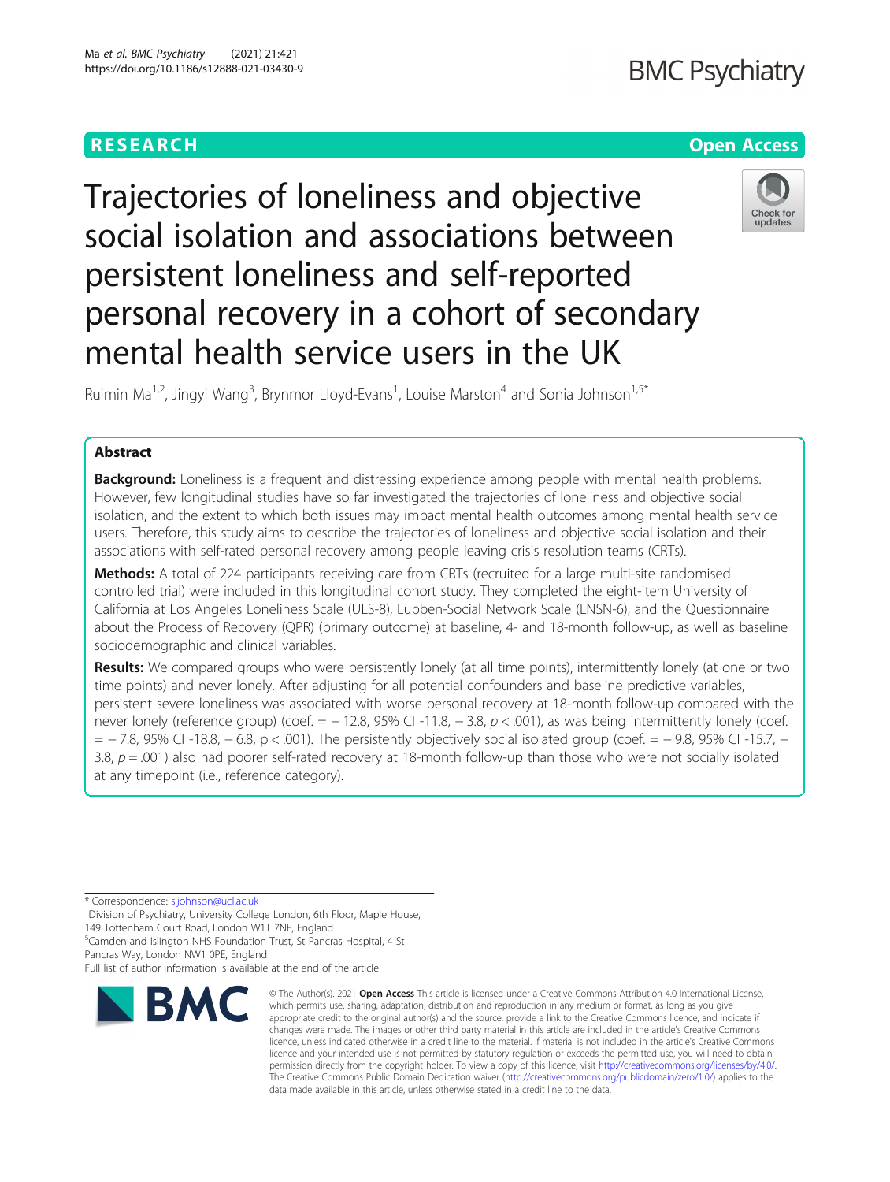RESEARCH

Open Access

# Trajectories of loneliness and objective social isolation and associations between persistent loneliness and self-reported personal recovery in a cohort of secondary mental health service users in the UK

Ruimin Ma[1,2], Jingyi Wang[3], Brynmor Lloyd-Evans[1], Louise Marston[4] and Sonia Johnson[1,5*]

## Abstract

**Background:** Loneliness is a frequent and distressing experience among people with mental health problems. However, few longitudinal studies have so far investigated the trajectories of loneliness and objective social isolation, and the extent to which both issues may impact mental health outcomes among mental health service users. Therefore, this study aims to describe the trajectories of loneliness and objective social isolation and their associations with self-rated personal recovery among people leaving crisis resolution teams (CRTs).

**Methods:** A total of 224 participants receiving care from CRTs (recruited for a large multi-site randomised controlled trial) were included in this longitudinal cohort study. They completed the eight-item University of California at Los Angeles Loneliness Scale (ULS-8), Lubben-Social Network Scale (LNSN-6), and the Questionnaire about the Process of Recovery (QPR) (primary outcome) at baseline, 4- and 18-month follow-up, as well as baseline sociodemographic and clinical variables.

**Results:** We compared groups who were persistently lonely (at all time points), intermittently lonely (at one or two time points) and never lonely. After adjusting for all potential confounders and baseline predictive variables, persistent severe loneliness was associated with worse personal recovery at 18-month follow-up compared with the never lonely (reference group) (coef. = − 12.8, 95% CI -11.8, − 3.8, $p < .001$), as was being intermittently lonely (coef. = − 7.8, 95% CI -18.8, − 6.8, p < .001). The persistently objectively social isolated group (coef. = − 9.8, 95% CI -15.7, − 3.8, $p = .001$) also had poorer self-rated recovery at 18-month follow-up than those who were not socially isolated at any timepoint (i.e., reference category).

---

* Correspondence: s.johnson@ucl.ac.uk
[1]Division of Psychiatry, University College London, 6th Floor, Maple House, 149 Tottenham Court Road, London W1T 7NF, England
[5]Camden and Islington NHS Foundation Trust, St Pancras Hospital, 4 St Pancras Way, London NW1 0PE, England
Full list of author information is available at the end of the article

© The Author(s). 2021 **Open Access** This article is licensed under a Creative Commons Attribution 4.0 International License, which permits use, sharing, adaptation, distribution and reproduction in any medium or format, as long as you give appropriate credit to the original author(s) and the source, provide a link to the Creative Commons licence, and indicate if changes were made. The images or other third party material in this article are included in the article's Creative Commons licence, unless indicated otherwise in a credit line to the material. If material is not included in the article's Creative Commons licence and your intended use is not permitted by statutory regulation or exceeds the permitted use, you will need to obtain permission directly from the copyright holder. To view a copy of this licence, visit http://creativecommons.org/licenses/by/4.0/. The Creative Commons Public Domain Dedication waiver (http://creativecommons.org/publicdomain/zero/1.0/) applies to the data made available in this article, unless otherwise stated in a credit line to the data.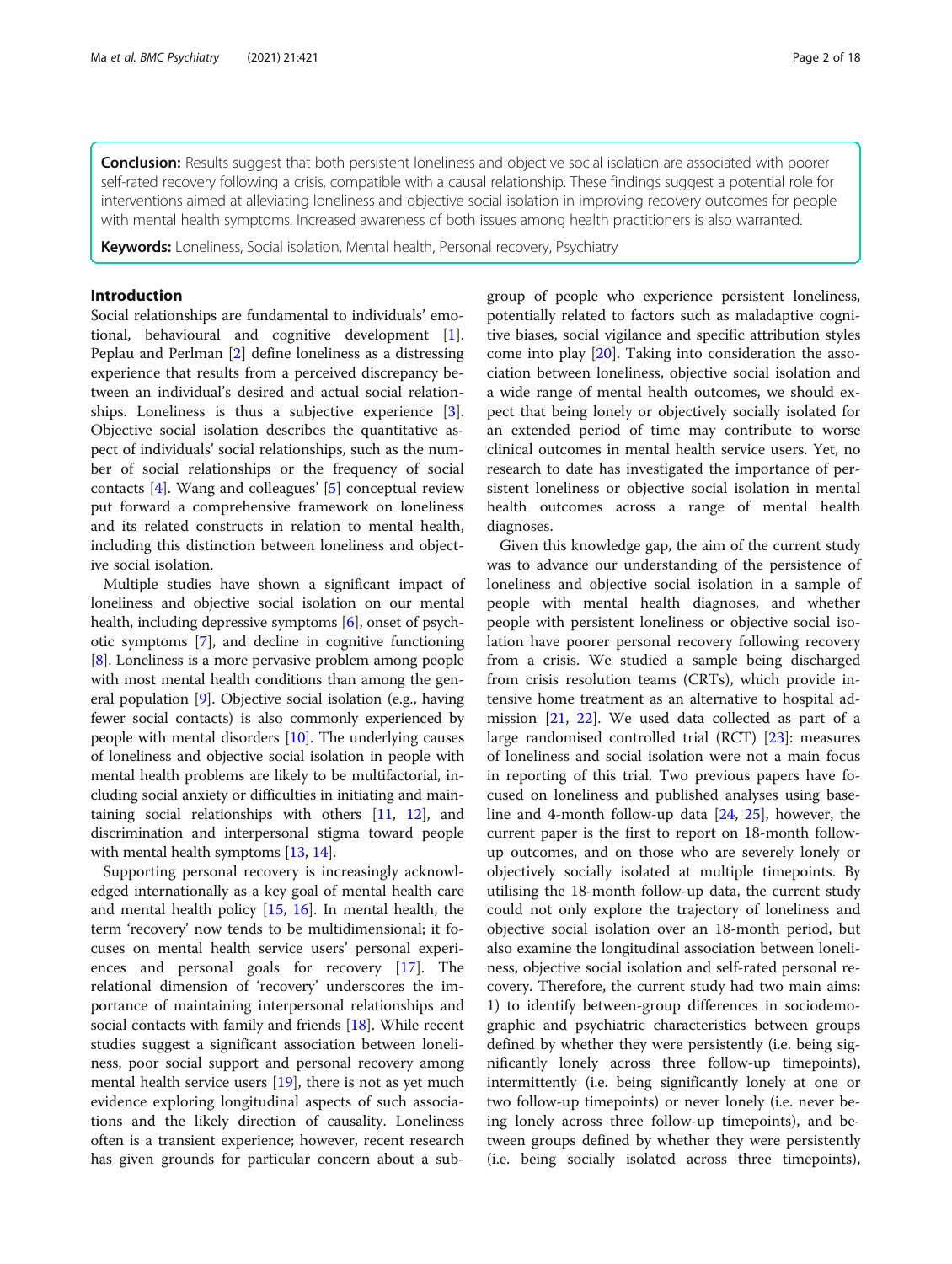**Conclusion:** Results suggest that both persistent loneliness and objective social isolation are associated with poorer self-rated recovery following a crisis, compatible with a causal relationship. These findings suggest a potential role for interventions aimed at alleviating loneliness and objective social isolation in improving recovery outcomes for people with mental health symptoms. Increased awareness of both issues among health practitioners is also warranted.

**Keywords:** Loneliness, Social isolation, Mental health, Personal recovery, Psychiatry

## Introduction

Social relationships are fundamental to individuals' emotional, behavioural and cognitive development [1]. Peplau and Perlman [2] define loneliness as a distressing experience that results from a perceived discrepancy between an individual's desired and actual social relationships. Loneliness is thus a subjective experience [3]. Objective social isolation describes the quantitative aspect of individuals' social relationships, such as the number of social relationships or the frequency of social contacts [4]. Wang and colleagues' [5] conceptual review put forward a comprehensive framework on loneliness and its related constructs in relation to mental health, including this distinction between loneliness and objective social isolation.

Multiple studies have shown a significant impact of loneliness and objective social isolation on our mental health, including depressive symptoms [6], onset of psychotic symptoms [7], and decline in cognitive functioning [8]. Loneliness is a more pervasive problem among people with most mental health conditions than among the general population [9]. Objective social isolation (e.g., having fewer social contacts) is also commonly experienced by people with mental disorders [10]. The underlying causes of loneliness and objective social isolation in people with mental health problems are likely to be multifactorial, including social anxiety or difficulties in initiating and maintaining social relationships with others [11, 12], and discrimination and interpersonal stigma toward people with mental health symptoms [13, 14].

Supporting personal recovery is increasingly acknowledged internationally as a key goal of mental health care and mental health policy [15, 16]. In mental health, the term 'recovery' now tends to be multidimensional; it focuses on mental health service users' personal experiences and personal goals for recovery [17]. The relational dimension of 'recovery' underscores the importance of maintaining interpersonal relationships and social contacts with family and friends [18]. While recent studies suggest a significant association between loneliness, poor social support and personal recovery among mental health service users [19], there is not as yet much evidence exploring longitudinal aspects of such associations and the likely direction of causality. Loneliness often is a transient experience; however, recent research has given grounds for particular concern about a subgroup of people who experience persistent loneliness, potentially related to factors such as maladaptive cognitive biases, social vigilance and specific attribution styles come into play [20]. Taking into consideration the association between loneliness, objective social isolation and a wide range of mental health outcomes, we should expect that being lonely or objectively socially isolated for an extended period of time may contribute to worse clinical outcomes in mental health service users. Yet, no research to date has investigated the importance of persistent loneliness or objective social isolation in mental health outcomes across a range of mental health diagnoses.

Given this knowledge gap, the aim of the current study was to advance our understanding of the persistence of loneliness and objective social isolation in a sample of people with mental health diagnoses, and whether people with persistent loneliness or objective social isolation have poorer personal recovery following recovery from a crisis. We studied a sample being discharged from crisis resolution teams (CRTs), which provide intensive home treatment as an alternative to hospital admission [21, 22]. We used data collected as part of a large randomised controlled trial (RCT) [23]: measures of loneliness and social isolation were not a main focus in reporting of this trial. Two previous papers have focused on loneliness and published analyses using baseline and 4-month follow-up data [24, 25], however, the current paper is the first to report on 18-month follow-up outcomes, and on those who are severely lonely or objectively socially isolated at multiple timepoints. By utilising the 18-month follow-up data, the current study could not only explore the trajectory of loneliness and objective social isolation over an 18-month period, but also examine the longitudinal association between loneliness, objective social isolation and self-rated personal recovery. Therefore, the current study had two main aims: 1) to identify between-group differences in sociodemographic and psychiatric characteristics between groups defined by whether they were persistently (i.e. being significantly lonely across three follow-up timepoints), intermittently (i.e. being significantly lonely at one or two follow-up timepoints) or never lonely (i.e. never being lonely across three follow-up timepoints), and between groups defined by whether they were persistently (i.e. being socially isolated across three timepoints),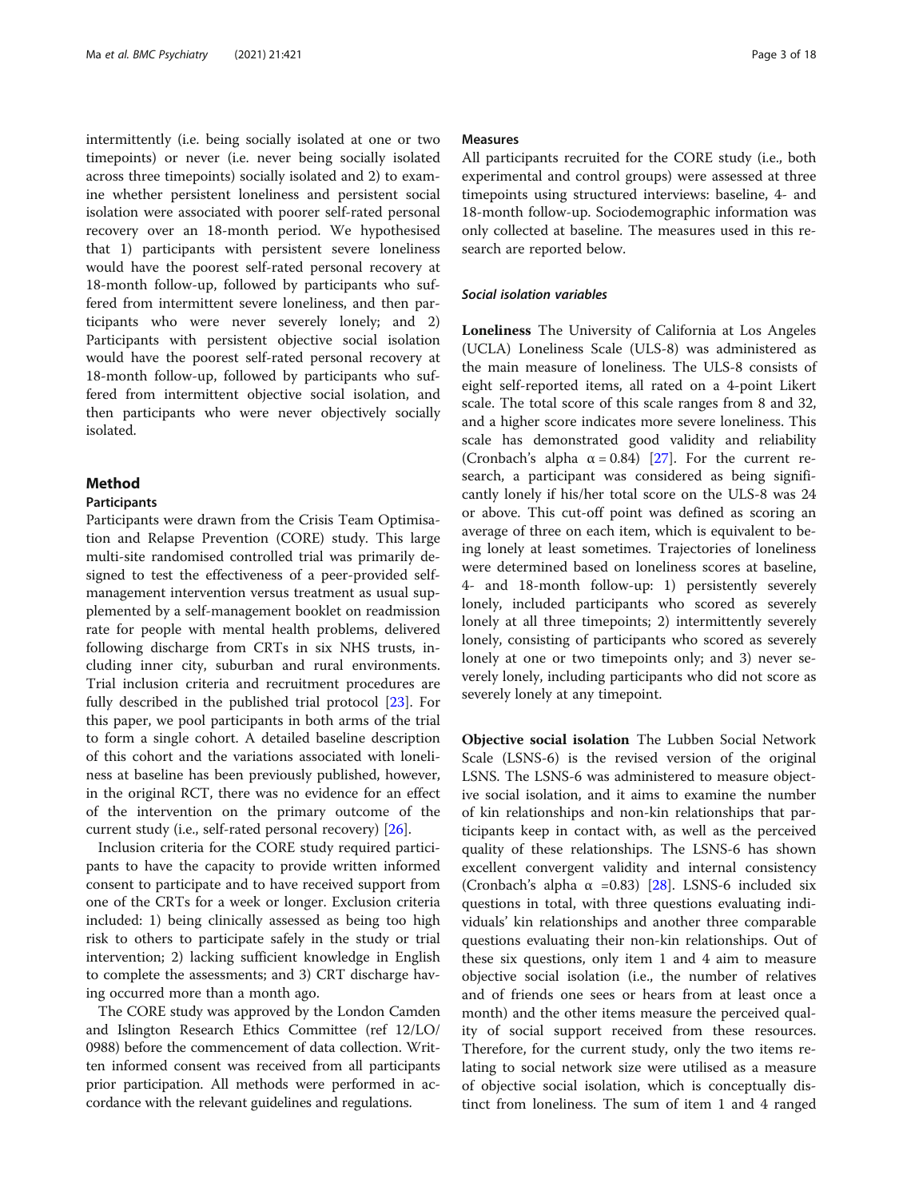intermittently (i.e. being socially isolated at one or two timepoints) or never (i.e. never being socially isolated across three timepoints) socially isolated and 2) to examine whether persistent loneliness and persistent social isolation were associated with poorer self-rated personal recovery over an 18-month period. We hypothesised that 1) participants with persistent severe loneliness would have the poorest self-rated personal recovery at 18-month follow-up, followed by participants who suffered from intermittent severe loneliness, and then participants who were never severely lonely; and 2) Participants with persistent objective social isolation would have the poorest self-rated personal recovery at 18-month follow-up, followed by participants who suffered from intermittent objective social isolation, and then participants who were never objectively socially isolated.

## Method

### Participants

Participants were drawn from the Crisis Team Optimisation and Relapse Prevention (CORE) study. This large multi-site randomised controlled trial was primarily designed to test the effectiveness of a peer-provided self-management intervention versus treatment as usual supplemented by a self-management booklet on readmission rate for people with mental health problems, delivered following discharge from CRTs in six NHS trusts, including inner city, suburban and rural environments. Trial inclusion criteria and recruitment procedures are fully described in the published trial protocol [23]. For this paper, we pool participants in both arms of the trial to form a single cohort. A detailed baseline description of this cohort and the variations associated with loneliness at baseline has been previously published, however, in the original RCT, there was no evidence for an effect of the intervention on the primary outcome of the current study (i.e., self-rated personal recovery) [26].

Inclusion criteria for the CORE study required participants to have the capacity to provide written informed consent to participate and to have received support from one of the CRTs for a week or longer. Exclusion criteria included: 1) being clinically assessed as being too high risk to others to participate safely in the study or trial intervention; 2) lacking sufficient knowledge in English to complete the assessments; and 3) CRT discharge having occurred more than a month ago.

The CORE study was approved by the London Camden and Islington Research Ethics Committee (ref 12/LO/0988) before the commencement of data collection. Written informed consent was received from all participants prior participation. All methods were performed in accordance with the relevant guidelines and regulations.

### Measures

All participants recruited for the CORE study (i.e., both experimental and control groups) were assessed at three timepoints using structured interviews: baseline, 4- and 18-month follow-up. Sociodemographic information was only collected at baseline. The measures used in this research are reported below.

#### *Social isolation variables*

**Loneliness** The University of California at Los Angeles (UCLA) Loneliness Scale (ULS-8) was administered as the main measure of loneliness. The ULS-8 consists of eight self-reported items, all rated on a 4-point Likert scale. The total score of this scale ranges from 8 and 32, and a higher score indicates more severe loneliness. This scale has demonstrated good validity and reliability (Cronbach's alpha $\alpha = 0.84$) [27]. For the current research, a participant was considered as being significantly lonely if his/her total score on the ULS-8 was 24 or above. This cut-off point was defined as scoring an average of three on each item, which is equivalent to being lonely at least sometimes. Trajectories of loneliness were determined based on loneliness scores at baseline, 4- and 18-month follow-up: 1) persistently severely lonely, included participants who scored as severely lonely at all three timepoints; 2) intermittently severely lonely, consisting of participants who scored as severely lonely at one or two timepoints only; and 3) never severely lonely, including participants who did not score as severely lonely at any timepoint.

**Objective social isolation** The Lubben Social Network Scale (LSNS-6) is the revised version of the original LSNS. The LSNS-6 was administered to measure objective social isolation, and it aims to examine the number of kin relationships and non-kin relationships that participants keep in contact with, as well as the perceived quality of these relationships. The LSNS-6 has shown excellent convergent validity and internal consistency (Cronbach's alpha $\alpha = 0.83$) [28]. LSNS-6 included six questions in total, with three questions evaluating individuals' kin relationships and another three comparable questions evaluating their non-kin relationships. Out of these six questions, only item 1 and 4 aim to measure objective social isolation (i.e., the number of relatives and of friends one sees or hears from at least once a month) and the other items measure the perceived quality of social support received from these resources. Therefore, for the current study, only the two items relating to social network size were utilised as a measure of objective social isolation, which is conceptually distinct from loneliness. The sum of item 1 and 4 ranged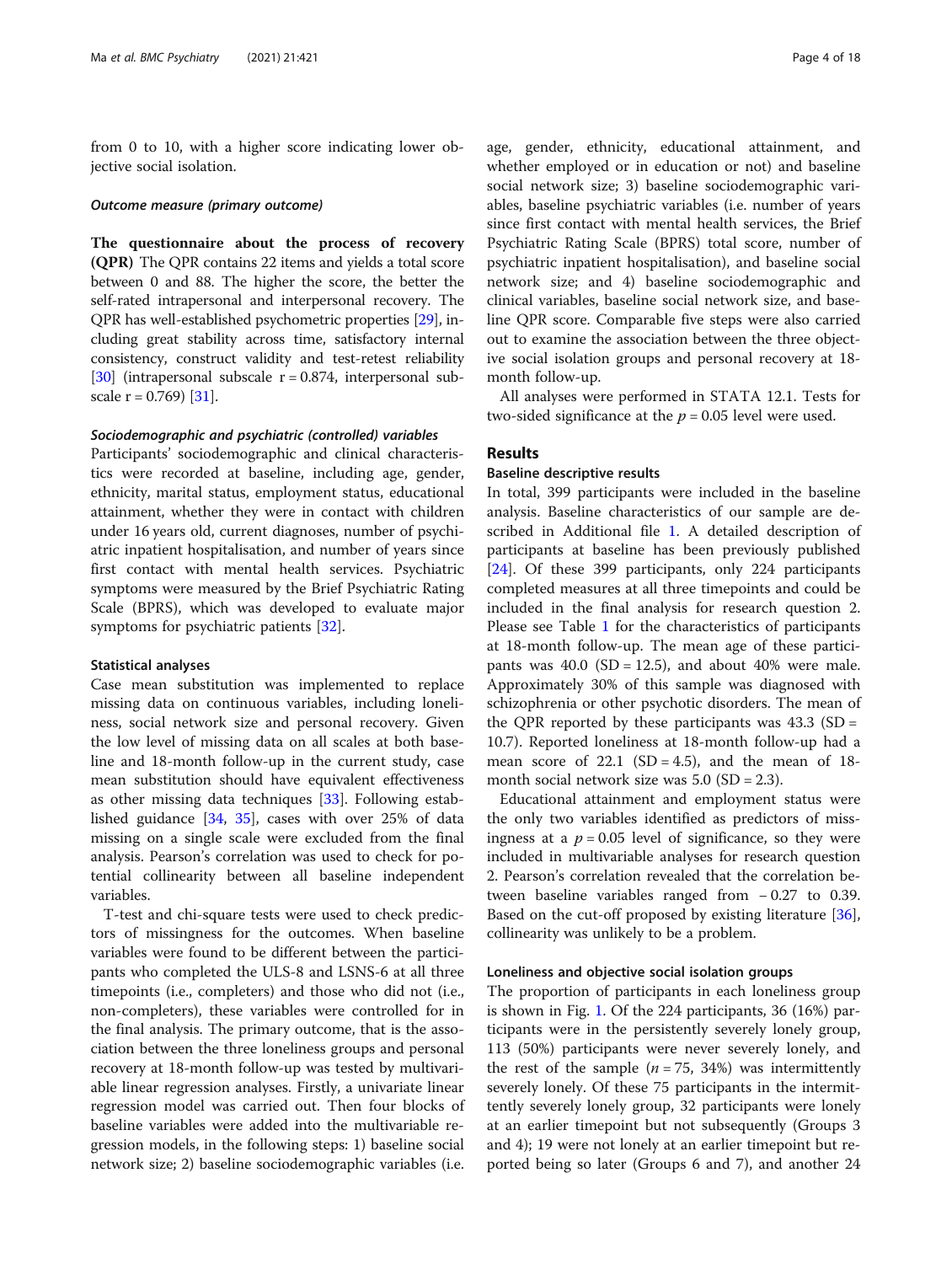from 0 to 10, with a higher score indicating lower objective social isolation.

#### *Outcome measure (primary outcome)*

**The questionnaire about the process of recovery (QPR)** The QPR contains 22 items and yields a total score between 0 and 88. The higher the score, the better the self-rated intrapersonal and interpersonal recovery. The QPR has well-established psychometric properties [29], including great stability across time, satisfactory internal consistency, construct validity and test-retest reliability [30] (intrapersonal subscale r = 0.874, interpersonal subscale r = 0.769) [31].

#### *Sociodemographic and psychiatric (controlled) variables*

Participants' sociodemographic and clinical characteristics were recorded at baseline, including age, gender, ethnicity, marital status, employment status, educational attainment, whether they were in contact with children under 16 years old, current diagnoses, number of psychiatric inpatient hospitalisation, and number of years since first contact with mental health services. Psychiatric symptoms were measured by the Brief Psychiatric Rating Scale (BPRS), which was developed to evaluate major symptoms for psychiatric patients [32].

### Statistical analyses

Case mean substitution was implemented to replace missing data on continuous variables, including loneliness, social network size and personal recovery. Given the low level of missing data on all scales at both baseline and 18-month follow-up in the current study, case mean substitution should have equivalent effectiveness as other missing data techniques [33]. Following established guidance [34, 35], cases with over 25% of data missing on a single scale were excluded from the final analysis. Pearson's correlation was used to check for potential collinearity between all baseline independent variables.

T-test and chi-square tests were used to check predictors of missingness for the outcomes. When baseline variables were found to be different between the participants who completed the ULS-8 and LSNS-6 at all three timepoints (i.e., completers) and those who did not (i.e., non-completers), these variables were controlled for in the final analysis. The primary outcome, that is the association between the three loneliness groups and personal recovery at 18-month follow-up was tested by multivariable linear regression analyses. Firstly, a univariate linear regression model was carried out. Then four blocks of baseline variables were added into the multivariable regression models, in the following steps: 1) baseline social network size; 2) baseline sociodemographic variables (i.e. age, gender, ethnicity, educational attainment, and whether employed or in education or not) and baseline social network size; 3) baseline sociodemographic variables, baseline psychiatric variables (i.e. number of years since first contact with mental health services, the Brief Psychiatric Rating Scale (BPRS) total score, number of psychiatric inpatient hospitalisation), and baseline social network size; and 4) baseline sociodemographic and clinical variables, baseline social network size, and baseline QPR score. Comparable five steps were also carried out to examine the association between the three objective social isolation groups and personal recovery at 18-month follow-up.

All analyses were performed in STATA 12.1. Tests for two-sided significance at the $p = 0.05$ level were used.

## Results

### Baseline descriptive results

In total, 399 participants were included in the baseline analysis. Baseline characteristics of our sample are described in Additional file 1. A detailed description of participants at baseline has been previously published [24]. Of these 399 participants, only 224 participants completed measures at all three timepoints and could be included in the final analysis for research question 2. Please see Table 1 for the characteristics of participants at 18-month follow-up. The mean age of these participants was 40.0 (SD = 12.5), and about 40% were male. Approximately 30% of this sample was diagnosed with schizophrenia or other psychotic disorders. The mean of the QPR reported by these participants was 43.3 (SD = 10.7). Reported loneliness at 18-month follow-up had a mean score of 22.1 (SD = 4.5), and the mean of 18-month social network size was 5.0 (SD = 2.3).

Educational attainment and employment status were the only two variables identified as predictors of missingness at a $p = 0.05$ level of significance, so they were included in multivariable analyses for research question 2. Pearson's correlation revealed that the correlation between baseline variables ranged from − 0.27 to 0.39. Based on the cut-off proposed by existing literature [36], collinearity was unlikely to be a problem.

### Loneliness and objective social isolation groups

The proportion of participants in each loneliness group is shown in Fig. 1. Of the 224 participants, 36 (16%) participants were in the persistently severely lonely group, 113 (50%) participants were never severely lonely, and the rest of the sample ($n = 75$, 34%) was intermittently severely lonely. Of these 75 participants in the intermittently severely lonely group, 32 participants were lonely at an earlier timepoint but not subsequently (Groups 3 and 4); 19 were not lonely at an earlier timepoint but reported being so later (Groups 6 and 7), and another 24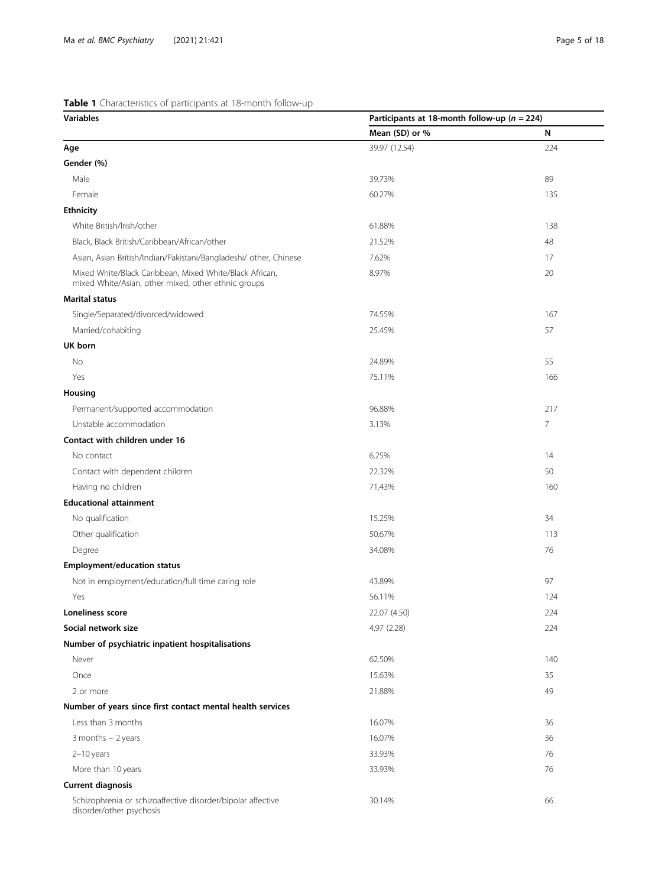**Table 1** Characteristics of participants at 18-month follow-up

| Variables | Participants at 18-month follow-up ($n$ = 224) | |
|---|---|---|
| | Mean (SD) or % | N |
| **Age** | 39.97 (12.54) | 224 |
| **Gender (%)** | | |
| Male | 39.73% | 89 |
| Female | 60.27% | 135 |
| **Ethnicity** | | |
| White British/Irish/other | 61.88% | 138 |
| Black, Black British/Caribbean/African/other | 21.52% | 48 |
| Asian, Asian British/Indian/Pakistani/Bangladeshi/ other, Chinese | 7.62% | 17 |
| Mixed White/Black Caribbean, Mixed White/Black African, mixed White/Asian, other mixed, other ethnic groups | 8.97% | 20 |
| **Marital status** | | |
| Single/Separated/divorced/widowed | 74.55% | 167 |
| Married/cohabiting | 25.45% | 57 |
| **UK born** | | |
| No | 24.89% | 55 |
| Yes | 75.11% | 166 |
| **Housing** | | |
| Permanent/supported accommodation | 96.88% | 217 |
| Unstable accommodation | 3.13% | 7 |
| **Contact with children under 16** | | |
| No contact | 6.25% | 14 |
| Contact with dependent children | 22.32% | 50 |
| Having no children | 71.43% | 160 |
| **Educational attainment** | | |
| No qualification | 15.25% | 34 |
| Other qualification | 50.67% | 113 |
| Degree | 34.08% | 76 |
| **Employment/education status** | | |
| Not in employment/education/full time caring role | 43.89% | 97 |
| Yes | 56.11% | 124 |
| **Loneliness score** | 22.07 (4.50) | 224 |
| **Social network size** | 4.97 (2.28) | 224 |
| **Number of psychiatric inpatient hospitalisations** | | |
| Never | 62.50% | 140 |
| Once | 15.63% | 35 |
| 2 or more | 21.88% | 49 |
| **Number of years since first contact mental health services** | | |
| Less than 3 months | 16.07% | 36 |
| 3 months – 2 years | 16.07% | 36 |
| 2–10 years | 33.93% | 76 |
| More than 10 years | 33.93% | 76 |
| **Current diagnosis** | | |
| Schizophrenia or schizoaffective disorder/bipolar affective disorder/other psychosis | 30.14% | 66 |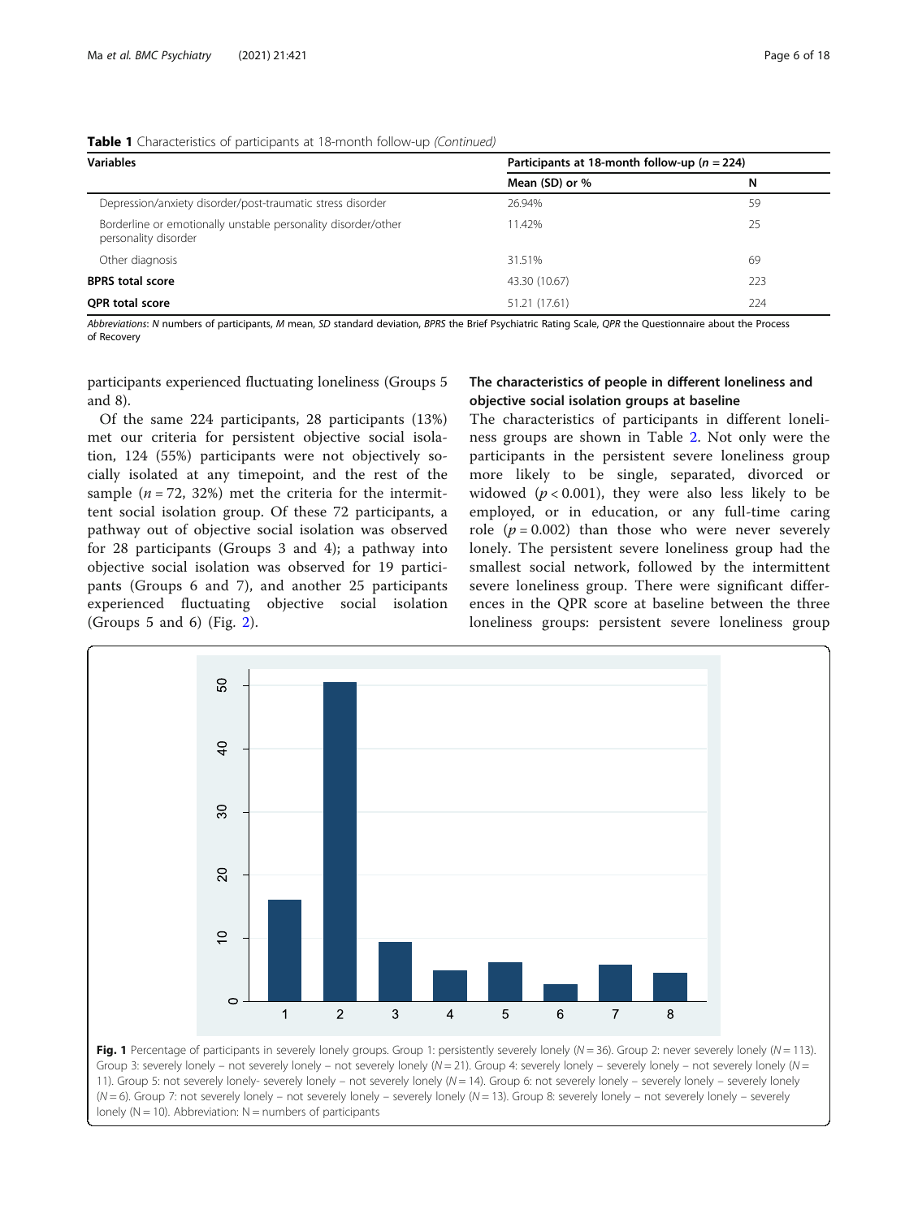**Table 1** Characteristics of participants at 18-month follow-up *(Continued)*

| Variables | Participants at 18-month follow-up ($n$ = 224) | |
|---|---|---|
| | Mean (SD) or % | N |
| Depression/anxiety disorder/post-traumatic stress disorder | 26.94% | 59 |
| Borderline or emotionally unstable personality disorder/other personality disorder | 11.42% | 25 |
| Other diagnosis | 31.51% | 69 |
| **BPRS total score** | 43.30 (10.67) | 223 |
| **QPR total score** | 51.21 (17.61) | 224 |

*Abbreviations*: *N* numbers of participants, *M* mean, *SD* standard deviation, *BPRS* the Brief Psychiatric Rating Scale, *QPR* the Questionnaire about the Process of Recovery

participants experienced fluctuating loneliness (Groups 5 and 8).

Of the same 224 participants, 28 participants (13%) met our criteria for persistent objective social isolation, 124 (55%) participants were not objectively socially isolated at any timepoint, and the rest of the sample ($n$ = 72, 32%) met the criteria for the intermittent social isolation group. Of these 72 participants, a pathway out of objective social isolation was observed for 28 participants (Groups 3 and 4); a pathway into objective social isolation was observed for 19 participants (Groups 6 and 7), and another 25 participants experienced fluctuating objective social isolation (Groups 5 and 6) (Fig. 2).

### The characteristics of people in different loneliness and objective social isolation groups at baseline

The characteristics of participants in different loneliness groups are shown in Table 2. Not only were the participants in the persistent severe loneliness group more likely to be single, separated, divorced or widowed ($p < 0.001$), they were also less likely to be employed, or in education, or any full-time caring role ($p = 0.002$) than those who were never severely lonely. The persistent severe loneliness group had the smallest social network, followed by the intermittent severe loneliness group. There were significant differences in the QPR score at baseline between the three loneliness groups: persistent severe loneliness group

**Fig. 1** Percentage of participants in severely lonely groups. Group 1: persistently severely lonely ($N$ = 36). Group 2: never severely lonely ($N$ = 113). Group 3: severely lonely – not severely lonely – not severely lonely ($N$ = 21). Group 4: severely lonely – severely lonely – not severely lonely ($N$ = 11). Group 5: not severely lonely- severely lonely – not severely lonely ($N$ = 14). Group 6: not severely lonely – severely lonely – severely lonely ($N$ = 6). Group 7: not severely lonely – not severely lonely – severely lonely ($N$ = 13). Group 8: severely lonely – not severely lonely – severely lonely (N = 10). Abbreviation: N = numbers of participants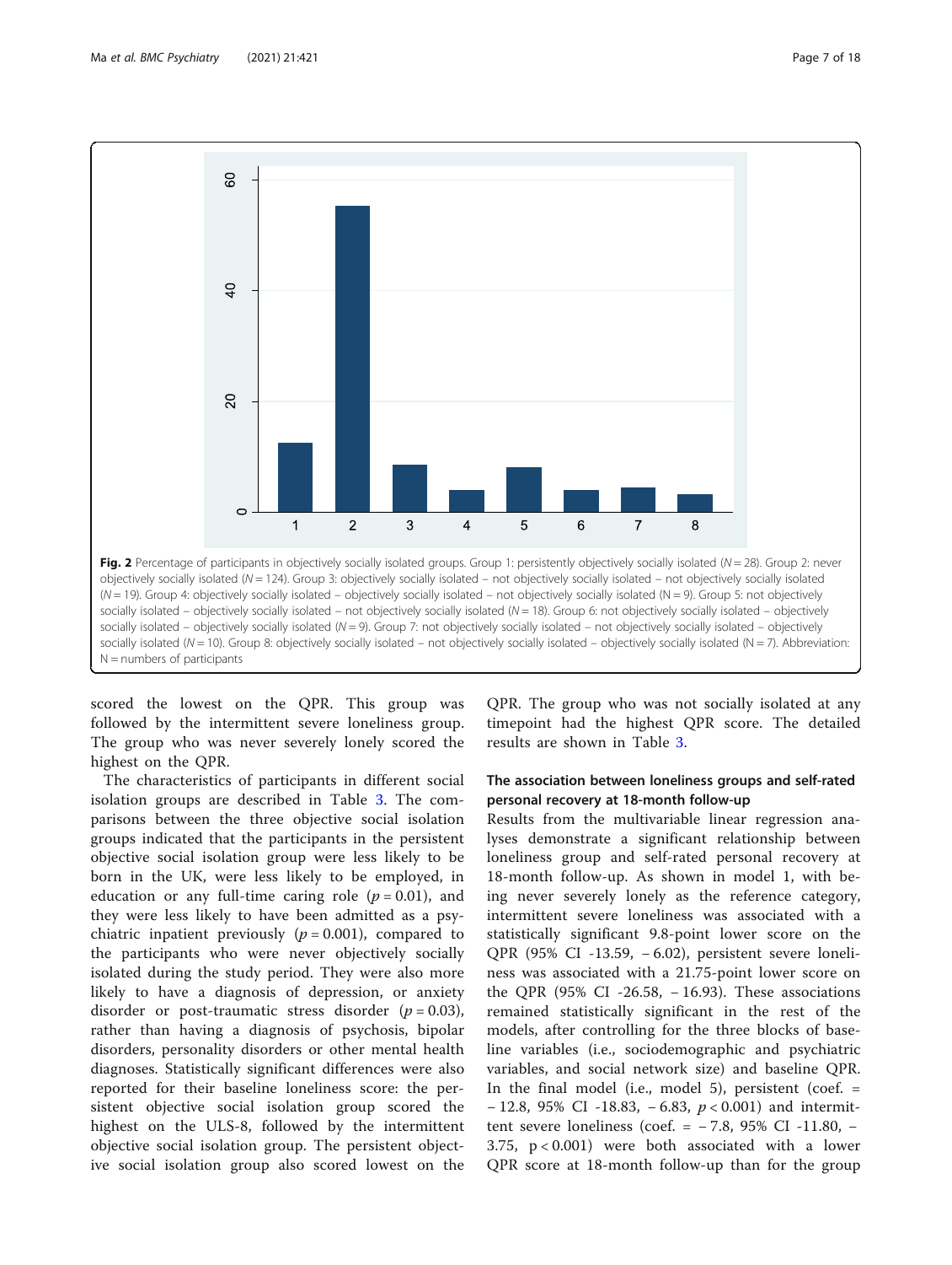Fig. 2 Percentage of participants in objectively socially isolated groups. Group 1: persistently objectively socially isolated ($N = 28$). Group 2: never objectively socially isolated ($N = 124$). Group 3: objectively socially isolated – not objectively socially isolated – not objectively socially isolated ($N = 19$). Group 4: objectively socially isolated – objectively socially isolated – not objectively socially isolated (N = 9). Group 5: not objectively socially isolated – objectively socially isolated – not objectively socially isolated ($N = 18$). Group 6: not objectively socially isolated – objectively socially isolated – objectively socially isolated ($N = 9$). Group 7: not objectively socially isolated – not objectively socially isolated – objectively socially isolated ($N = 10$). Group 8: objectively socially isolated – not objectively socially isolated – objectively socially isolated (N = 7). Abbreviation: N = numbers of participants

scored the lowest on the QPR. This group was followed by the intermittent severe loneliness group. The group who was never severely lonely scored the highest on the QPR.

The characteristics of participants in different social isolation groups are described in Table 3. The comparisons between the three objective social isolation groups indicated that the participants in the persistent objective social isolation group were less likely to be born in the UK, were less likely to be employed, in education or any full-time caring role ($p = 0.01$), and they were less likely to have been admitted as a psychiatric inpatient previously ($p = 0.001$), compared to the participants who were never objectively socially isolated during the study period. They were also more likely to have a diagnosis of depression, or anxiety disorder or post-traumatic stress disorder ($p = 0.03$), rather than having a diagnosis of psychosis, bipolar disorders, personality disorders or other mental health diagnoses. Statistically significant differences were also reported for their baseline loneliness score: the persistent objective social isolation group scored the highest on the ULS-8, followed by the intermittent objective social isolation group. The persistent objective social isolation group also scored lowest on the QPR. The group who was not socially isolated at any timepoint had the highest QPR score. The detailed results are shown in Table 3.

## The association between loneliness groups and self-rated personal recovery at 18-month follow-up

Results from the multivariable linear regression analyses demonstrate a significant relationship between loneliness group and self-rated personal recovery at 18-month follow-up. As shown in model 1, with being never severely lonely as the reference category, intermittent severe loneliness was associated with a statistically significant 9.8-point lower score on the QPR (95% CI -13.59, − 6.02), persistent severe loneliness was associated with a 21.75-point lower score on the QPR (95% CI -26.58, − 16.93). These associations remained statistically significant in the rest of the models, after controlling for the three blocks of baseline variables (i.e., sociodemographic and psychiatric variables, and social network size) and baseline QPR. In the final model (i.e., model 5), persistent (coef. = − 12.8, 95% CI -18.83, − 6.83, $p < 0.001$) and intermittent severe loneliness (coef. = − 7.8, 95% CI -11.80, − 3.75, $p < 0.001$) were both associated with a lower QPR score at 18-month follow-up than for the group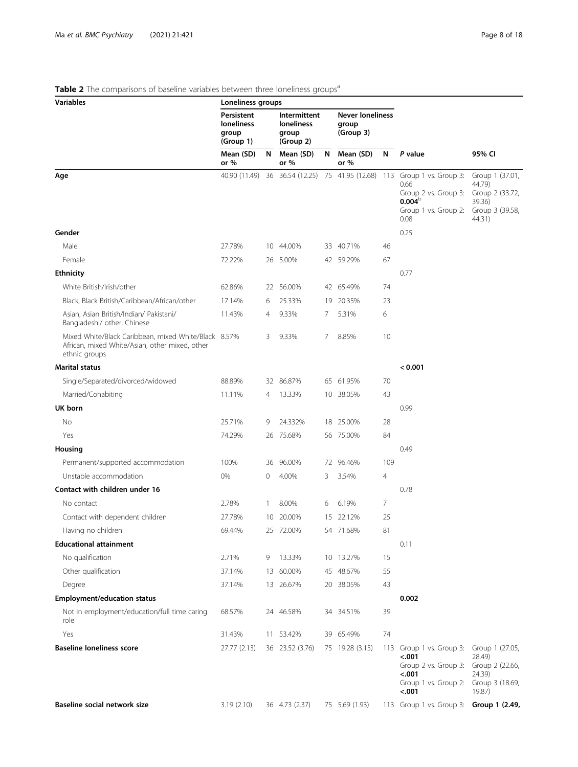**Table 2** The comparisons of baseline variables between three loneliness groups[a]

| Variables | Loneliness groups | | | | | | | |
|---|---|---|---|---|---|---|---|---|
| | Persistent loneliness group (Group 1) | | Intermittent loneliness group (Group 2) | | Never loneliness group (Group 3) | | | |
| | Mean (SD) or % | N | Mean (SD) or % | N | Mean (SD) or % | N | *P* value | 95% CI |
| **Age** | 40.90 (11.49) | 36 | 36.54 (12.25) | 75 | 41.95 (12.68) | 113 | Group 1 vs. Group 3: 0.66<br>Group 2 vs. Group 3: **0.004**[b]<br>Group 1 vs. Group 2: 0.08 | Group 1 (37.01, 44.79)<br>Group 2 (33.72, 39.36)<br>Group 3 (39.58, 44.31) |
| **Gender** | | | | | | | 0.25 | |
| Male | 27.78% | 10 | 44.00% | 33 | 40.71% | 46 | | |
| Female | 72.22% | 26 | 5.00% | 42 | 59.29% | 67 | | |
| **Ethnicity** | | | | | | | 0.77 | |
| White British/Irish/other | 62.86% | 22 | 56.00% | 42 | 65.49% | 74 | | |
| Black, Black British/Caribbean/African/other | 17.14% | 6 | 25.33% | 19 | 20.35% | 23 | | |
| Asian, Asian British/Indian/ Pakistani/ Bangladeshi/ other, Chinese | 11.43% | 4 | 9.33% | 7 | 5.31% | 6 | | |
| Mixed White/Black Caribbean, mixed White/Black African, mixed White/Asian, other mixed, other ethnic groups | 8.57% | 3 | 9.33% | 7 | 8.85% | 10 | | |
| **Marital status** | | | | | | | **< 0.001** | |
| Single/Separated/divorced/widowed | 88.89% | 32 | 86.87% | 65 | 61.95% | 70 | | |
| Married/Cohabiting | 11.11% | 4 | 13.33% | 10 | 38.05% | 43 | | |
| **UK born** | | | | | | | 0.99 | |
| No | 25.71% | 9 | 24.332% | 18 | 25.00% | 28 | | |
| Yes | 74.29% | 26 | 75.68% | 56 | 75.00% | 84 | | |
| **Housing** | | | | | | | 0.49 | |
| Permanent/supported accommodation | 100% | 36 | 96.00% | 72 | 96.46% | 109 | | |
| Unstable accommodation | 0% | 0 | 4.00% | 3 | 3.54% | 4 | | |
| **Contact with children under 16** | | | | | | | 0.78 | |
| No contact | 2.78% | 1 | 8.00% | 6 | 6.19% | 7 | | |
| Contact with dependent children | 27.78% | 10 | 20.00% | 15 | 22.12% | 25 | | |
| Having no children | 69.44% | 25 | 72.00% | 54 | 71.68% | 81 | | |
| **Educational attainment** | | | | | | | 0.11 | |
| No qualification | 2.71% | 9 | 13.33% | 10 | 13.27% | 15 | | |
| Other qualification | 37.14% | 13 | 60.00% | 45 | 48.67% | 55 | | |
| Degree | 37.14% | 13 | 26.67% | 20 | 38.05% | 43 | | |
| **Employment/education status** | | | | | | | **0.002** | |
| Not in employment/education/full time caring role | 68.57% | 24 | 46.58% | 34 | 34.51% | 39 | | |
| Yes | 31.43% | 11 | 53.42% | 39 | 65.49% | 74 | | |
| **Baseline loneliness score** | 27.77 (2.13) | 36 | 23.52 (3.76) | 75 | 19.28 (3.15) | 113 | Group 1 vs. Group 3: **<.001**<br>Group 2 vs. Group 3: **<.001**<br>Group 1 vs. Group 2: **<.001** | Group 1 (27.05, 28.49)<br>Group 2 (22.66, 24.39)<br>Group 3 (18.69, 19.87) |
| **Baseline social network size** | 3.19 (2.10) | 36 | 4.73 (2.37) | 75 | 5.69 (1.93) | 113 | Group 1 vs. Group 3: | **Group 1 (2.49,** |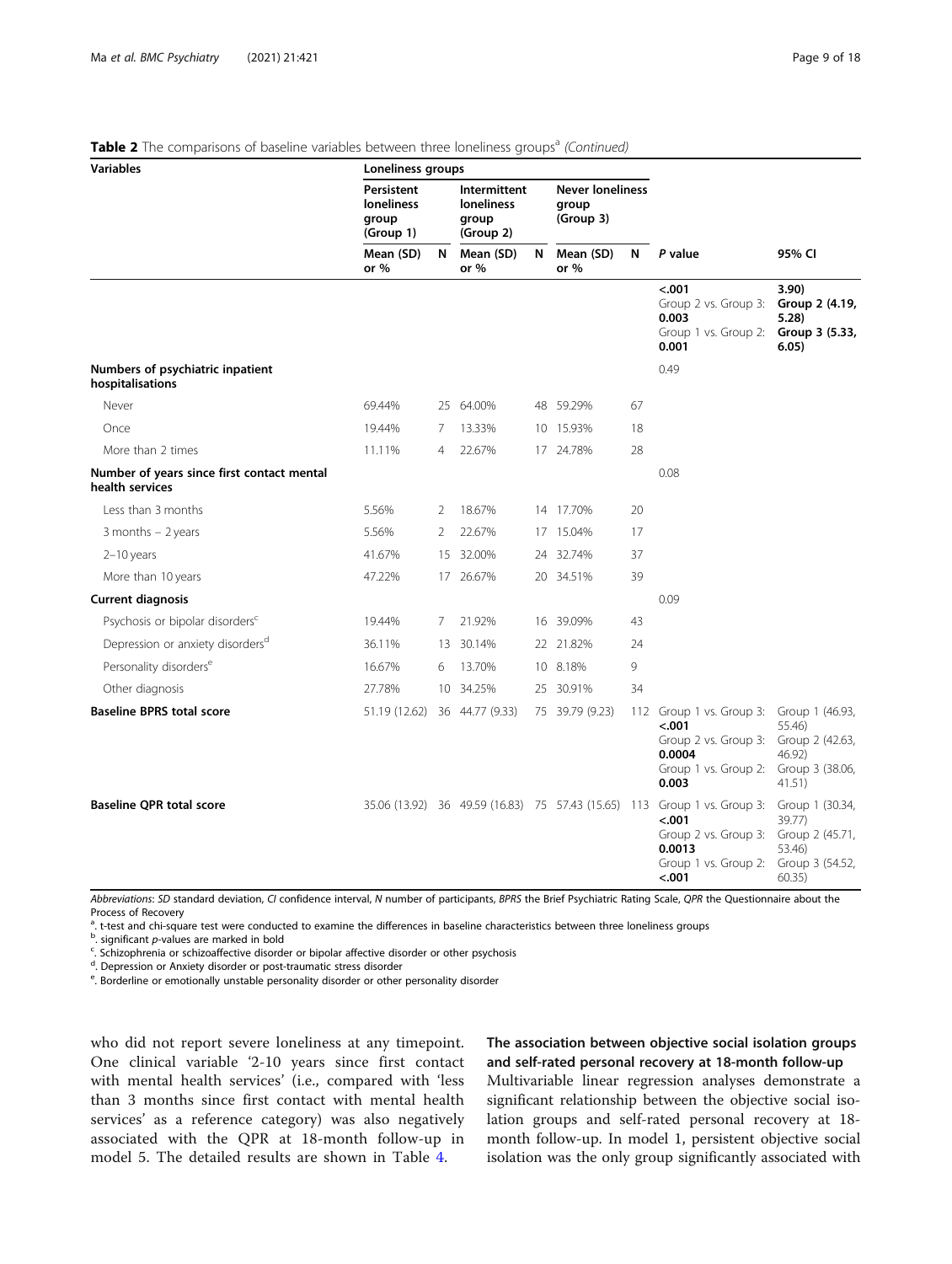**Table 2** The comparisons of baseline variables between three loneliness groups[a] *(Continued)*

| Variables | Loneliness groups | | | | | | | |
|---|---|---|---|---|---|---|---|---|
| | Persistent loneliness group (Group 1) | | Intermittent loneliness group (Group 2) | | Never loneliness group (Group 3) | | | |
| | Mean (SD) or % | N | Mean (SD) or % | N | Mean (SD) or % | N | *P* value | 95% CI |
| | | | | | | | **<.001** Group 2 vs. Group 3: **0.003** Group 1 vs. Group 2: **0.001** | **3.90) Group 2 (4.19, 5.28) Group 3 (5.33, 6.05)** |
| **Numbers of psychiatric inpatient hospitalisations** | | | | | | | 0.49 | |
| Never | 69.44% | 25 | 64.00% | 48 | 59.29% | 67 | | |
| Once | 19.44% | 7 | 13.33% | 10 | 15.93% | 18 | | |
| More than 2 times | 11.11% | 4 | 22.67% | 17 | 24.78% | 28 | | |
| **Number of years since first contact mental health services** | | | | | | | 0.08 | |
| Less than 3 months | 5.56% | 2 | 18.67% | 14 | 17.70% | 20 | | |
| 3 months – 2 years | 5.56% | 2 | 22.67% | 17 | 15.04% | 17 | | |
| 2–10 years | 41.67% | 15 | 32.00% | 24 | 32.74% | 37 | | |
| More than 10 years | 47.22% | 17 | 26.67% | 20 | 34.51% | 39 | | |
| **Current diagnosis** | | | | | | | 0.09 | |
| Psychosis or bipolar disorders[c] | 19.44% | 7 | 21.92% | 16 | 39.09% | 43 | | |
| Depression or anxiety disorders[d] | 36.11% | 13 | 30.14% | 22 | 21.82% | 24 | | |
| Personality disorders[e] | 16.67% | 6 | 13.70% | 10 | 8.18% | 9 | | |
| Other diagnosis | 27.78% | 10 | 34.25% | 25 | 30.91% | 34 | | |
| **Baseline BPRS total score** | 51.19 (12.62) | 36 | 44.77 (9.33) | 75 | 39.79 (9.23) | 112 | Group 1 vs. Group 3: **<.001** Group 2 vs. Group 3: **0.0004** Group 1 vs. Group 2: **0.003** | Group 1 (46.93, 55.46) Group 2 (42.63, 46.92) Group 3 (38.06, 41.51) |
| **Baseline QPR total score** | 35.06 (13.92) | 36 | 49.59 (16.83) | 75 | 57.43 (15.65) | 113 | Group 1 vs. Group 3: **<.001** Group 2 vs. Group 3: **0.0013** Group 1 vs. Group 2: **<.001** | Group 1 (30.34, 39.77) Group 2 (45.71, 53.46) Group 3 (54.52, 60.35) |

*Abbreviations*: *SD* standard deviation, *CI* confidence interval, *N* number of participants, *BPRS* the Brief Psychiatric Rating Scale, *QPR* the Questionnaire about the Process of Recovery

[a]. t-test and chi-square test were conducted to examine the differences in baseline characteristics between three loneliness groups

[b]. significant *p*-values are marked in bold

[c]. Schizophrenia or schizoaffective disorder or bipolar affective disorder or other psychosis

[d]. Depression or Anxiety disorder or post-traumatic stress disorder

[e]. Borderline or emotionally unstable personality disorder or other personality disorder

who did not report severe loneliness at any timepoint. One clinical variable '2-10 years since first contact with mental health services' (i.e., compared with 'less than 3 months since first contact with mental health services' as a reference category) was also negatively associated with the QPR at 18-month follow-up in model 5. The detailed results are shown in Table 4.

### The association between objective social isolation groups and self-rated personal recovery at 18-month follow-up

Multivariable linear regression analyses demonstrate a significant relationship between the objective social isolation groups and self-rated personal recovery at 18-month follow-up. In model 1, persistent objective social isolation was the only group significantly associated with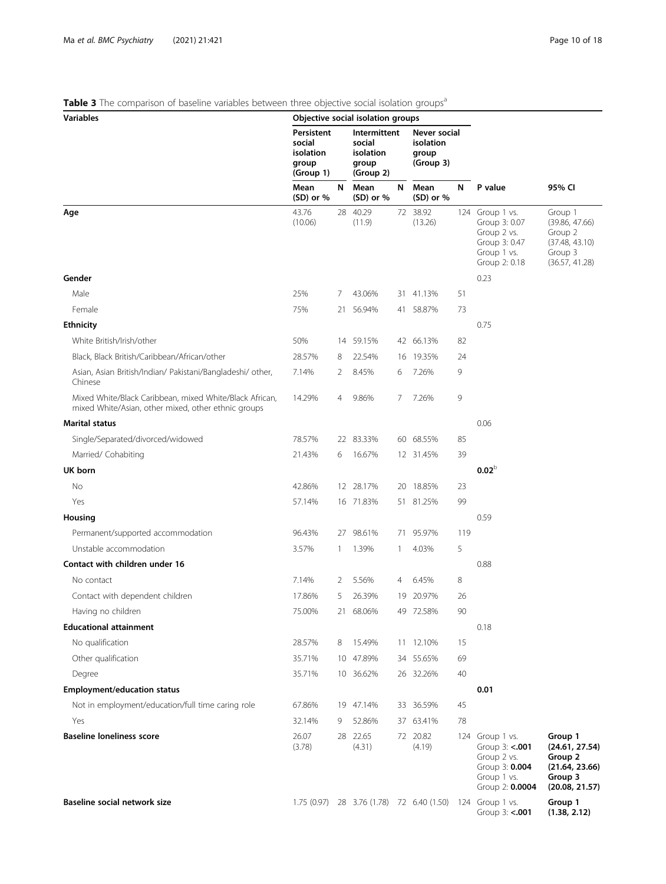**Table 3** The comparison of baseline variables between three objective social isolation groups[a]

| Variables | Objective social isolation groups | | | | | | | |
|---|---|---|---|---|---|---|---|---|
| | Persistent social isolation group (Group 1) | | Intermittent social isolation group (Group 2) | | Never social isolation group (Group 3) | | | |
| | Mean (SD) or % | N | Mean (SD) or % | N | Mean (SD) or % | N | P value | 95% CI |
| **Age** | 43.76 (10.06) | 28 | 40.29 (11.9) | 72 | 38.92 (13.26) | 124 | Group 1 vs. Group 3: 0.07 Group 2 vs. Group 3: 0.47 Group 1 vs. Group 2: 0.18 | Group 1 (39.86, 47.66) Group 2 (37.48, 43.10) Group 3 (36.57, 41.28) |
| **Gender** | | | | | | | 0.23 | |
| Male | 25% | 7 | 43.06% | 31 | 41.13% | 51 | | |
| Female | 75% | 21 | 56.94% | 41 | 58.87% | 73 | | |
| **Ethnicity** | | | | | | | 0.75 | |
| White British/Irish/other | 50% | 14 | 59.15% | 42 | 66.13% | 82 | | |
| Black, Black British/Caribbean/African/other | 28.57% | 8 | 22.54% | 16 | 19.35% | 24 | | |
| Asian, Asian British/Indian/ Pakistani/Bangladeshi/ other, Chinese | 7.14% | 2 | 8.45% | 6 | 7.26% | 9 | | |
| Mixed White/Black Caribbean, mixed White/Black African, mixed White/Asian, other mixed, other ethnic groups | 14.29% | 4 | 9.86% | 7 | 7.26% | 9 | | |
| **Marital status** | | | | | | | 0.06 | |
| Single/Separated/divorced/widowed | 78.57% | 22 | 83.33% | 60 | 68.55% | 85 | | |
| Married/ Cohabiting | 21.43% | 6 | 16.67% | 12 | 31.45% | 39 | | |
| **UK born** | | | | | | | **0.02**[b] | |
| No | 42.86% | 12 | 28.17% | 20 | 18.85% | 23 | | |
| Yes | 57.14% | 16 | 71.83% | 51 | 81.25% | 99 | | |
| **Housing** | | | | | | | 0.59 | |
| Permanent/supported accommodation | 96.43% | 27 | 98.61% | 71 | 95.97% | 119 | | |
| Unstable accommodation | 3.57% | 1 | 1.39% | 1 | 4.03% | 5 | | |
| **Contact with children under 16** | | | | | | | 0.88 | |
| No contact | 7.14% | 2 | 5.56% | 4 | 6.45% | 8 | | |
| Contact with dependent children | 17.86% | 5 | 26.39% | 19 | 20.97% | 26 | | |
| Having no children | 75.00% | 21 | 68.06% | 49 | 72.58% | 90 | | |
| **Educational attainment** | | | | | | | 0.18 | |
| No qualification | 28.57% | 8 | 15.49% | 11 | 12.10% | 15 | | |
| Other qualification | 35.71% | 10 | 47.89% | 34 | 55.65% | 69 | | |
| Degree | 35.71% | 10 | 36.62% | 26 | 32.26% | 40 | | |
| **Employment/education status** | | | | | | | **0.01** | |
| Not in employment/education/full time caring role | 67.86% | 19 | 47.14% | 33 | 36.59% | 45 | | |
| Yes | 32.14% | 9 | 52.86% | 37 | 63.41% | 78 | | |
| **Baseline loneliness score** | 26.07 (3.78) | 28 | 22.65 (4.31) | 72 | 20.82 (4.19) | 124 | Group 1 vs. Group 3: **<.001** Group 2 vs. Group 3: **0.004** Group 1 vs. Group 2: **0.0004** | **Group 1 (24.61, 27.54) Group 2 (21.64, 23.66) Group 3 (20.08, 21.57)** |
| **Baseline social network size** | 1.75 (0.97) | 28 | 3.76 (1.78) | 72 | 6.40 (1.50) | 124 | Group 1 vs. Group 3: **<.001** | **Group 1 (1.38, 2.12)** |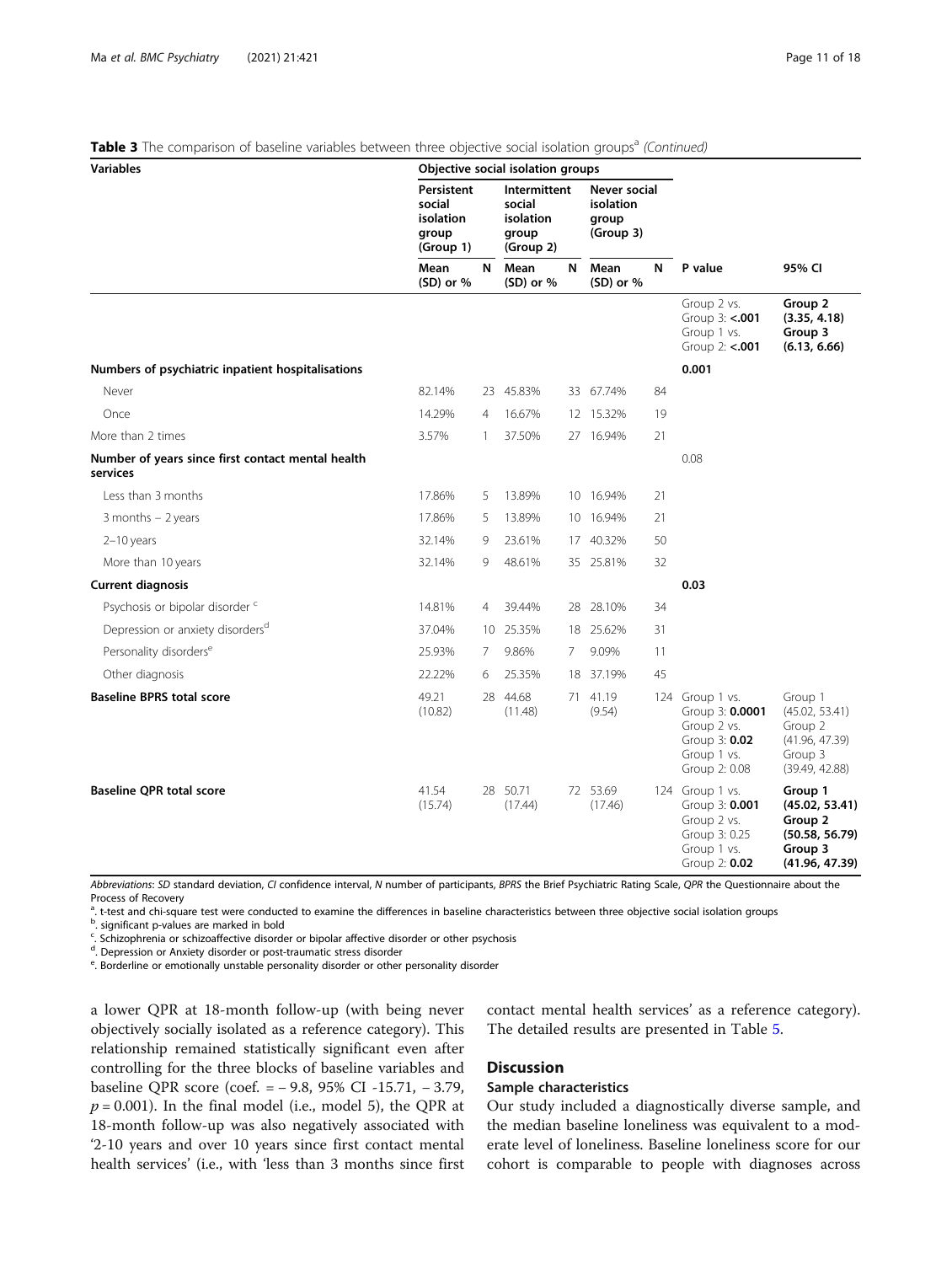**Table 3** The comparison of baseline variables between three objective social isolation groups[a] *(Continued)*

| Variables | Objective social isolation groups | | | | | | | |
|---|---|---|---|---|---|---|---|---|
| | Persistent social isolation group (Group 1) | | Intermittent social isolation group (Group 2) | | Never social isolation group (Group 3) | | | |
| | Mean (SD) or % | N | Mean (SD) or % | N | Mean (SD) or % | N | P value | 95% CI |
| | | | | | | | Group 2 vs. Group 3: **<.001** Group 1 vs. Group 2: **<.001** | **Group 2 (3.35, 4.18) Group 3 (6.13, 6.66)** |
| **Numbers of psychiatric inpatient hospitalisations** | | | | | | | **0.001** | |
| Never | 82.14% | 23 | 45.83% | 33 | 67.74% | 84 | | |
| Once | 14.29% | 4 | 16.67% | 12 | 15.32% | 19 | | |
| More than 2 times | 3.57% | 1 | 37.50% | 27 | 16.94% | 21 | | |
| **Number of years since first contact mental health services** | | | | | | | 0.08 | |
| Less than 3 months | 17.86% | 5 | 13.89% | 10 | 16.94% | 21 | | |
| 3 months – 2 years | 17.86% | 5 | 13.89% | 10 | 16.94% | 21 | | |
| 2–10 years | 32.14% | 9 | 23.61% | 17 | 40.32% | 50 | | |
| More than 10 years | 32.14% | 9 | 48.61% | 35 | 25.81% | 32 | | |
| **Current diagnosis** | | | | | | | **0.03** | |
| Psychosis or bipolar disorder [c] | 14.81% | 4 | 39.44% | 28 | 28.10% | 34 | | |
| Depression or anxiety disorders[d] | 37.04% | 10 | 25.35% | 18 | 25.62% | 31 | | |
| Personality disorders[e] | 25.93% | 7 | 9.86% | 7 | 9.09% | 11 | | |
| Other diagnosis | 22.22% | 6 | 25.35% | 18 | 37.19% | 45 | | |
| **Baseline BPRS total score** | 49.21 (10.82) | 28 | 44.68 (11.48) | 71 | 41.19 (9.54) | 124 | Group 1 vs. Group 3: **0.0001** Group 2 vs. Group 3: **0.02** Group 1 vs. Group 2: 0.08 | Group 1 (45.02, 53.41) Group 2 (41.96, 47.39) Group 3 (39.49, 42.88) |
| **Baseline QPR total score** | 41.54 (15.74) | 28 | 50.71 (17.44) | 72 | 53.69 (17.46) | 124 | Group 1 vs. Group 3: **0.001** Group 2 vs. Group 3: 0.25 Group 1 vs. Group 2: **0.02** | **Group 1 (45.02, 53.41) Group 2 (50.58, 56.79) Group 3 (41.96, 47.39)** |

*Abbreviations*: *SD* standard deviation, *CI* confidence interval, *N* number of participants, *BPRS* the Brief Psychiatric Rating Scale, *QPR* the Questionnaire about the Process of Recovery

[a]. t-test and chi-square test were conducted to examine the differences in baseline characteristics between three objective social isolation groups

[b]. significant p-values are marked in bold

[c]. Schizophrenia or schizoaffective disorder or bipolar affective disorder or other psychosis

[d]. Depression or Anxiety disorder or post-traumatic stress disorder

[e]. Borderline or emotionally unstable personality disorder or other personality disorder

a lower QPR at 18-month follow-up (with being never objectively socially isolated as a reference category). This relationship remained statistically significant even after controlling for the three blocks of baseline variables and baseline QPR score (coef. = − 9.8, 95% CI -15.71, − 3.79, $p = 0.001$). In the final model (i.e., model 5), the QPR at 18-month follow-up was also negatively associated with '2-10 years and over 10 years since first contact mental health services' (i.e., with 'less than 3 months since first contact mental health services' as a reference category). The detailed results are presented in Table 5.

## Discussion

### Sample characteristics

Our study included a diagnostically diverse sample, and the median baseline loneliness was equivalent to a moderate level of loneliness. Baseline loneliness score for our cohort is comparable to people with diagnoses across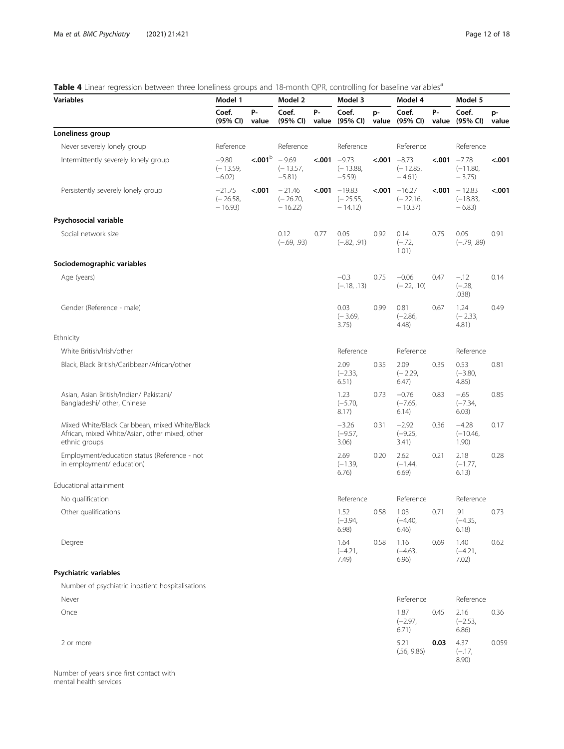**Table 4** Linear regression between three loneliness groups and 18-month QPR, controlling for baseline variables[a]

| Variables | Model 1 | | Model 2 | | Model 3 | | Model 4 | | Model 5 | |
|---|---|---|---|---|---|---|---|---|---|---|
| | Coef. (95% CI) | P-value | Coef. (95% CI) | P-value | Coef. (95% CI) | p-value | Coef. (95% CI) | P-value | Coef. (95% CI) | p-value |
| **Loneliness group** | | | | | | | | | | |
| Never severely lonely group | Reference | | Reference | | Reference | | Reference | | Reference | |
| Intermittently severely lonely group | −9.80 (− 13.59, −6.02) | **<.001**[b] | − 9.69 (− 13.57, −5.81) | **<.001** | −9.73 (− 13.88, −5.59) | **<.001** | −8.73 (− 12.85, − 4.61) | **<.001** | −7.78 (−11.80, − 3.75) | **<.001** |
| Persistently severely lonely group | −21.75 (− 26.58, − 16.93) | **<.001** | − 21.46 (− 26.70, − 16.22) | **<.001** | −19.83 (− 25.55, − 14.12) | **<.001** | −16.27 (− 22.16, − 10.37) | **<.001** | − 12.83 (−18.83, − 6.83) | **<.001** |
| **Psychosocial variable** | | | | | | | | | | |
| Social network size | | | 0.12 (−.69, .93) | 0.77 | 0.05 (−.82, .91) | 0.92 | 0.14 (−.72, 1.01) | 0.75 | 0.05 (−.79, .89) | 0.91 |
| **Sociodemographic variables** | | | | | | | | | | |
| Age (years) | | | | | −0.3 (−.18, .13) | 0.75 | −0.06 (−.22, .10) | 0.47 | −.12 (−.28, .038) | 0.14 |
| Gender (Reference - male) | | | | | 0.03 (− 3.69, 3.75) | 0.99 | 0.81 (−2.86, 4.48) | 0.67 | 1.24 (− 2.33, 4.81) | 0.49 |
| Ethnicity | | | | | | | | | | |
| White British/Irish/other | | | | | Reference | | Reference | | Reference | |
| Black, Black British/Caribbean/African/other | | | | | 2.09 (−2.33, 6.51) | 0.35 | 2.09 (− 2.29, 6.47) | 0.35 | 0.53 (−3.80, 4.85) | 0.81 |
| Asian, Asian British/Indian/ Pakistani/ Bangladeshi/ other, Chinese | | | | | 1.23 (−5.70, 8.17) | 0.73 | −0.76 (−7.65, 6.14) | 0.83 | −.65 (−7.34, 6.03) | 0.85 |
| Mixed White/Black Caribbean, mixed White/Black African, mixed White/Asian, other mixed, other ethnic groups | | | | | −3.26 (−9.57, 3.06) | 0.31 | −2.92 (−9.25, 3.41) | 0.36 | −4.28 (−10.46, 1.90) | 0.17 |
| Employment/education status (Reference - not in employment/ education) | | | | | 2.69 (−1.39, 6.76) | 0.20 | 2.62 (−1.44, 6.69) | 0.21 | 2.18 (−1.77, 6.13) | 0.28 |
| Educational attainment | | | | | | | | | | |
| No qualification | | | | | Reference | | Reference | | Reference | |
| Other qualifications | | | | | 1.52 (−3.94, 6.98) | 0.58 | 1.03 (−4.40, 6.46) | 0.71 | .91 (−4.35, 6.18) | 0.73 |
| Degree | | | | | 1.64 (−4.21, 7.49) | 0.58 | 1.16 (−4.63, 6.96) | 0.69 | 1.40 (−4.21, 7.02) | 0.62 |
| **Psychiatric variables** | | | | | | | | | | |
| Number of psychiatric inpatient hospitalisations | | | | | | | | | | |
| Never | | | | | | | Reference | | Reference | |
| Once | | | | | | | 1.87 (−2.97, 6.71) | 0.45 | 2.16 (−2.53, 6.86) | 0.36 |
| 2 or more | | | | | | | 5.21 (.56, 9.86) | **0.03** | 4.37 (−.17, 8.90) | 0.059 |
| Number of years since first contact with mental health services | | | | | | | | | | |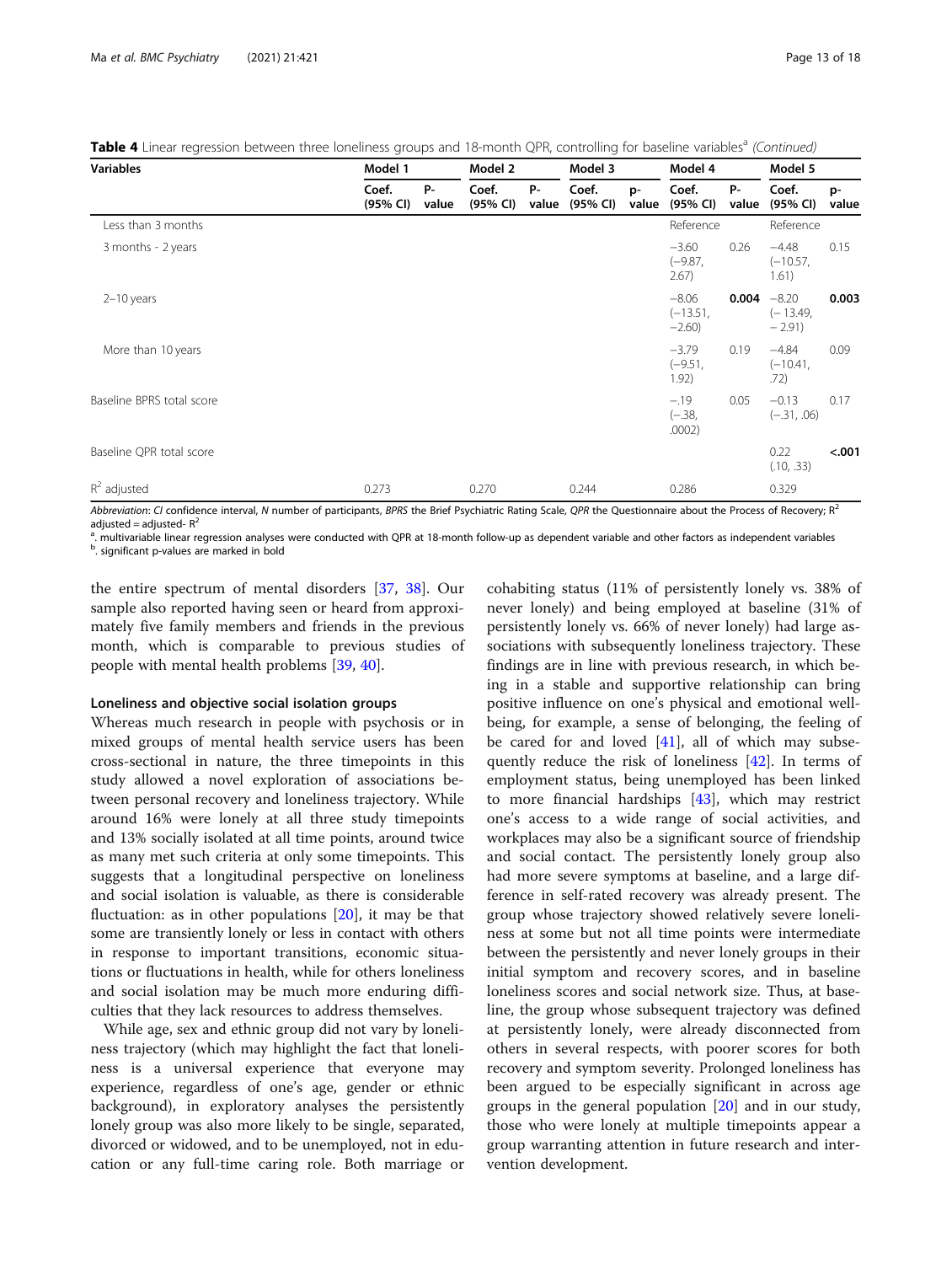**Table 4** Linear regression between three loneliness groups and 18-month QPR, controlling for baseline variables[a] *(Continued)*

| Variables | Model 1 | | Model 2 | | Model 3 | | Model 4 | | Model 5 | |
|---|---|---|---|---|---|---|---|---|---|---|
| | Coef. (95% CI) | P-value | Coef. (95% CI) | P-value | Coef. (95% CI) | p-value | Coef. (95% CI) | P-value | Coef. (95% CI) | p-value |
| Less than 3 months | | | | | | | Reference | | Reference | |
| 3 months - 2 years | | | | | | | −3.60 (−9.87, 2.67) | 0.26 | −4.48 (−10.57, 1.61) | 0.15 |
| 2–10 years | | | | | | | −8.06 (−13.51, −2.60) | **0.004** | −8.20 (− 13.49, − 2.91) | **0.003** |
| More than 10 years | | | | | | | −3.79 (−9.51, 1.92) | 0.19 | −4.84 (−10.41, .72) | 0.09 |
| Baseline BPRS total score | | | | | | | −.19 (−.38, .0002) | 0.05 | −0.13 (−.31, .06) | 0.17 |
| Baseline QPR total score | | | | | | | | | 0.22 (.10, .33) | **<.001** |
| $R^2$ adjusted | 0.273 | | 0.270 | | 0.244 | | 0.286 | | 0.329 | |

*Abbreviation*: *CI* confidence interval, *N* number of participants, *BPRS* the Brief Psychiatric Rating Scale, *QPR* the Questionnaire about the Process of Recovery; $R^2$ adjusted = adjusted- $R^2$

[a]. multivariable linear regression analyses were conducted with QPR at 18-month follow-up as dependent variable and other factors as independent variables

[b]. significant p-values are marked in bold

the entire spectrum of mental disorders [37, 38]. Our sample also reported having seen or heard from approximately five family members and friends in the previous month, which is comparable to previous studies of people with mental health problems [39, 40].

#### Loneliness and objective social isolation groups

Whereas much research in people with psychosis or in mixed groups of mental health service users has been cross-sectional in nature, the three timepoints in this study allowed a novel exploration of associations between personal recovery and loneliness trajectory. While around 16% were lonely at all three study timepoints and 13% socially isolated at all time points, around twice as many met such criteria at only some timepoints. This suggests that a longitudinal perspective on loneliness and social isolation is valuable, as there is considerable fluctuation: as in other populations [20], it may be that some are transiently lonely or less in contact with others in response to important transitions, economic situations or fluctuations in health, while for others loneliness and social isolation may be much more enduring difficulties that they lack resources to address themselves.

While age, sex and ethnic group did not vary by loneliness trajectory (which may highlight the fact that loneliness is a universal experience that everyone may experience, regardless of one's age, gender or ethnic background), in exploratory analyses the persistently lonely group was also more likely to be single, separated, divorced or widowed, and to be unemployed, not in education or any full-time caring role. Both marriage or cohabiting status (11% of persistently lonely vs. 38% of never lonely) and being employed at baseline (31% of persistently lonely vs. 66% of never lonely) had large associations with subsequently loneliness trajectory. These findings are in line with previous research, in which being in a stable and supportive relationship can bring positive influence on one's physical and emotional wellbeing, for example, a sense of belonging, the feeling of be cared for and loved [41], all of which may subsequently reduce the risk of loneliness [42]. In terms of employment status, being unemployed has been linked to more financial hardships [43], which may restrict one's access to a wide range of social activities, and workplaces may also be a significant source of friendship and social contact. The persistently lonely group also had more severe symptoms at baseline, and a large difference in self-rated recovery was already present. The group whose trajectory showed relatively severe loneliness at some but not all time points were intermediate between the persistently and never lonely groups in their initial symptom and recovery scores, and in baseline loneliness scores and social network size. Thus, at baseline, the group whose subsequent trajectory was defined at persistently lonely, were already disconnected from others in several respects, with poorer scores for both recovery and symptom severity. Prolonged loneliness has been argued to be especially significant in across age groups in the general population [20] and in our study, those who were lonely at multiple timepoints appear a group warranting attention in future research and intervention development.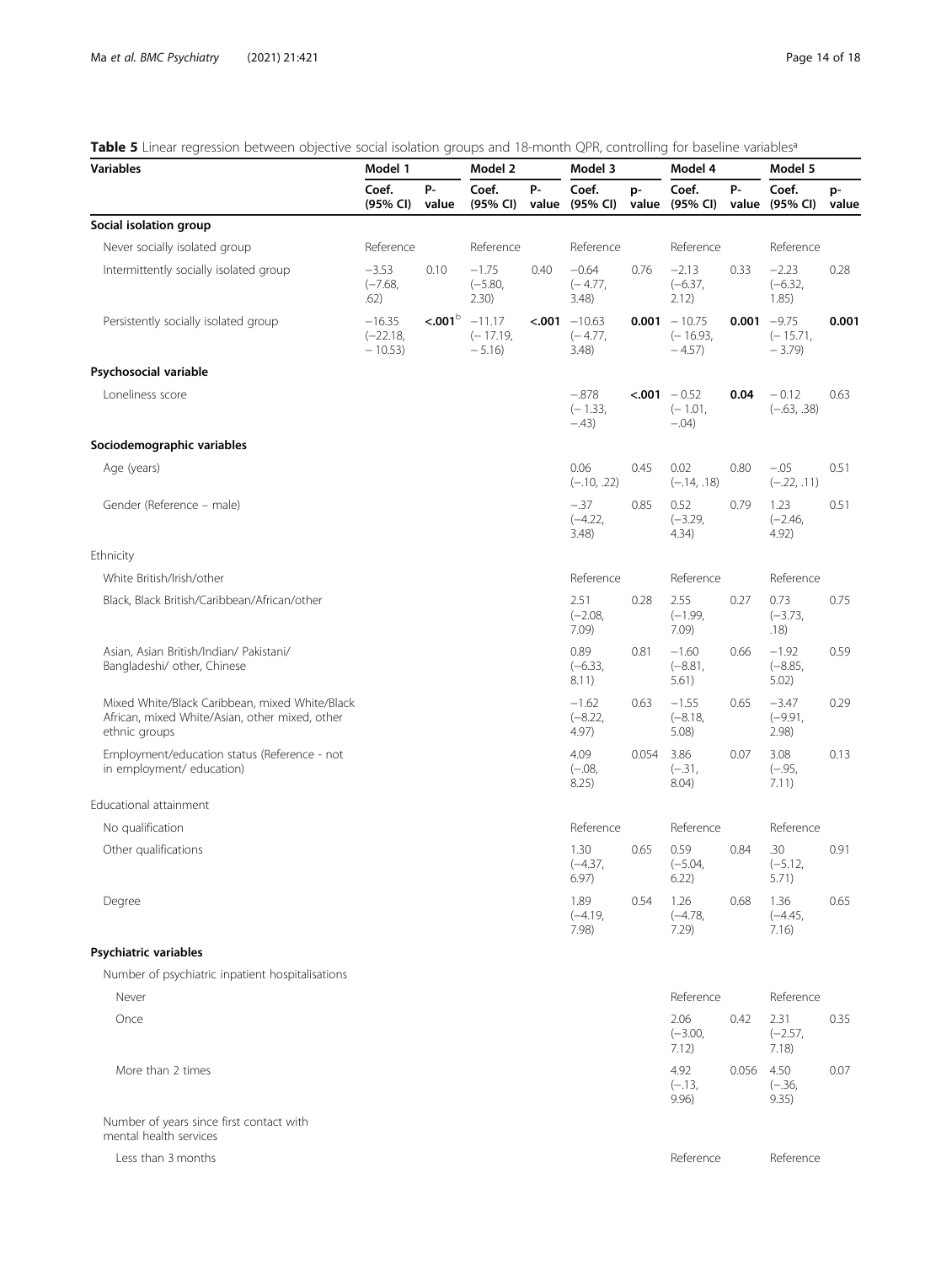**Table 5** Linear regression between objective social isolation groups and 18-month QPR, controlling for baseline variables[a]

| Variables | Model 1 | | Model 2 | | Model 3 | | Model 4 | | Model 5 | |
|---|---|---|---|---|---|---|---|---|---|---|
| | Coef. (95% CI) | P-value | Coef. (95% CI) | P-value | Coef. (95% CI) | p-value | Coef. (95% CI) | P-value | Coef. (95% CI) | p-value |
| **Social isolation group** | | | | | | | | | | |
| Never socially isolated group | Reference | | Reference | | Reference | | Reference | | Reference | |
| Intermittently socially isolated group | −3.53 (−7.68, .62) | 0.10 | −1.75 (−5.80, 2.30) | 0.40 | −0.64 (− 4.77, 3.48) | 0.76 | −2.13 (−6.37, 2.12) | 0.33 | −2.23 (−6.32, 1.85) | 0.28 |
| Persistently socially isolated group | −16.35 (−22.18, − 10.53) | **<.001**[b] | −11.17 (− 17.19, − 5.16) | **<.001** | −10.63 (− 4.77, 3.48) | **0.001** | − 10.75 (− 16.93, − 4.57) | **0.001** | −9.75 (− 15.71, − 3.79) | **0.001** |
| **Psychosocial variable** | | | | | | | | | | |
| Loneliness score | | | | | −.878 (− 1.33, −.43) | **<.001** | − 0.52 (− 1.01, −.04) | **0.04** | − 0.12 (−.63, .38) | 0.63 |
| **Sociodemographic variables** | | | | | | | | | | |
| Age (years) | | | | | 0.06 (−.10, .22) | 0.45 | 0.02 (−.14, .18) | 0.80 | −.05 (−.22, .11) | 0.51 |
| Gender (Reference – male) | | | | | −.37 (−4.22, 3.48) | 0.85 | 0.52 (−3.29, 4.34) | 0.79 | 1.23 (−2.46, 4.92) | 0.51 |
| Ethnicity | | | | | | | | | | |
| White British/Irish/other | | | | | Reference | | Reference | | Reference | |
| Black, Black British/Caribbean/African/other | | | | | 2.51 (−2.08, 7.09) | 0.28 | 2.55 (−1.99, 7.09) | 0.27 | 0.73 (−3.73, .18) | 0.75 |
| Asian, Asian British/Indian/ Pakistani/ Bangladeshi/ other, Chinese | | | | | 0.89 (−6.33, 8.11) | 0.81 | −1.60 (−8.81, 5.61) | 0.66 | −1.92 (−8.85, 5.02) | 0.59 |
| Mixed White/Black Caribbean, mixed White/Black African, mixed White/Asian, other mixed, other ethnic groups | | | | | −1.62 (−8.22, 4.97) | 0.63 | −1.55 (−8.18, 5.08) | 0.65 | −3.47 (−9.91, 2.98) | 0.29 |
| Employment/education status (Reference - not in employment/ education) | | | | | 4.09 (−.08, 8.25) | 0.054 | 3.86 (−.31, 8.04) | 0.07 | 3.08 (−.95, 7.11) | 0.13 |
| Educational attainment | | | | | | | | | | |
| No qualification | | | | | Reference | | Reference | | Reference | |
| Other qualifications | | | | | 1.30 (−4.37, 6.97) | 0.65 | 0.59 (−5.04, 6.22) | 0.84 | .30 (−5.12, 5.71) | 0.91 |
| Degree | | | | | 1.89 (−4.19, 7.98) | 0.54 | 1.26 (−4.78, 7.29) | 0.68 | 1.36 (−4.45, 7.16) | 0.65 |
| **Psychiatric variables** | | | | | | | | | | |
| Number of psychiatric inpatient hospitalisations | | | | | | | | | | |
| Never | | | | | | | Reference | | Reference | |
| Once | | | | | | | 2.06 (−3.00, 7.12) | 0.42 | 2.31 (−2.57, 7.18) | 0.35 |
| More than 2 times | | | | | | | 4.92 (−.13, 9.96) | 0.056 | 4.50 (−.36, 9.35) | 0.07 |
| Number of years since first contact with mental health services | | | | | | | | | | |
| Less than 3 months | | | | | | | Reference | | Reference | |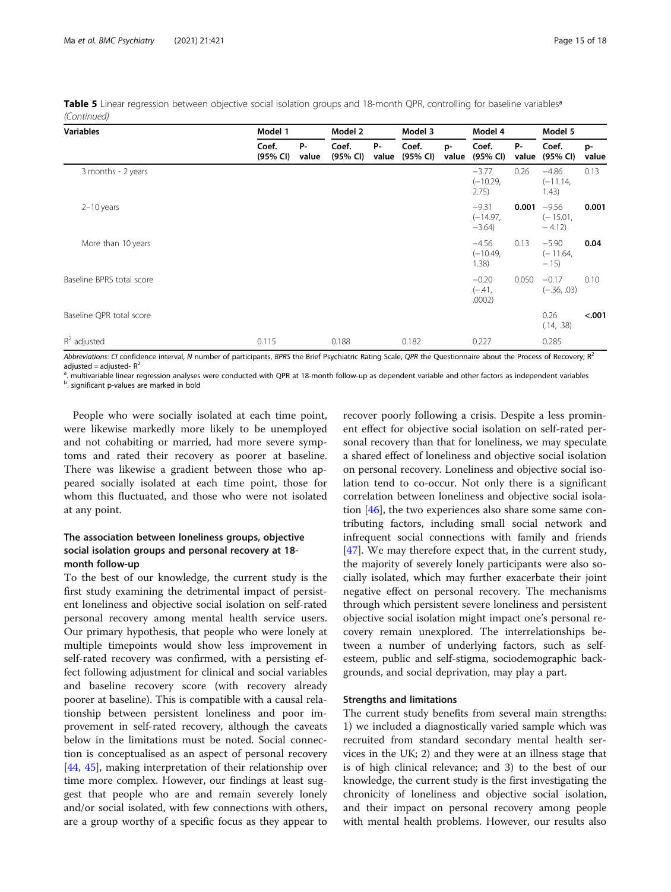**Table 5** Linear regression between objective social isolation groups and 18-month QPR, controlling for baseline variables[a] *(Continued)*

| Variables | Model 1 | | Model 2 | | Model 3 | | Model 4 | | Model 5 | |
|---|---|---|---|---|---|---|---|---|---|---|
| | Coef. (95% CI) | P-value | Coef. (95% CI) | P-value | Coef. (95% CI) | p-value | Coef. (95% CI) | P-value | Coef. (95% CI) | p-value |
| 3 months - 2 years | | | | | | | −3.77 (−10.29, 2.75) | 0.26 | −4.86 (−11.14, 1.43) | 0.13 |
| 2–10 years | | | | | | | −9.31 (−14.97, −3.64) | **0.001** | −9.56 (− 15.01, − 4.12) | **0.001** |
| More than 10 years | | | | | | | −4.56 (−10.49, 1.38) | 0.13 | −5.90 (− 11.64, −.15) | **0.04** |
| Baseline BPRS total score | | | | | | | −0.20 (−.41, .0002) | 0.050 | −0.17 (−.36, .03) | 0.10 |
| Baseline QPR total score | | | | | | | | | 0.26 (.14, .38) | **<.001** |
| $R^2$ adjusted | 0.115 | | 0.188 | | 0.182 | | 0.227 | | 0.285 | |

*Abbreviations*: *CI* confidence interval, *N* number of participants, *BPRS* the Brief Psychiatric Rating Scale, *QPR* the Questionnaire about the Process of Recovery; $R^2$ adjusted = adjusted- $R^2$

[a]. multivariable linear regression analyses were conducted with QPR at 18-month follow-up as dependent variable and other factors as independent variables

[b]. significant p-values are marked in bold

People who were socially isolated at each time point, were likewise markedly more likely to be unemployed and not cohabiting or married, had more severe symptoms and rated their recovery as poorer at baseline. There was likewise a gradient between those who appeared socially isolated at each time point, those for whom this fluctuated, and those who were not isolated at any point.

### The association between loneliness groups, objective social isolation groups and personal recovery at 18-month follow-up

To the best of our knowledge, the current study is the first study examining the detrimental impact of persistent loneliness and objective social isolation on self-rated personal recovery among mental health service users. Our primary hypothesis, that people who were lonely at multiple timepoints would show less improvement in self-rated recovery was confirmed, with a persisting effect following adjustment for clinical and social variables and baseline recovery score (with recovery already poorer at baseline). This is compatible with a causal relationship between persistent loneliness and poor improvement in self-rated recovery, although the caveats below in the limitations must be noted. Social connection is conceptualised as an aspect of personal recovery [44, 45], making interpretation of their relationship over time more complex. However, our findings at least suggest that people who are and remain severely lonely and/or social isolated, with few connections with others, are a group worthy of a specific focus as they appear to recover poorly following a crisis. Despite a less prominent effect for objective social isolation on self-rated personal recovery than that for loneliness, we may speculate a shared effect of loneliness and objective social isolation on personal recovery. Loneliness and objective social isolation tend to co-occur. Not only there is a significant correlation between loneliness and objective social isolation [46], the two experiences also share some same contributing factors, including small social network and infrequent social connections with family and friends [47]. We may therefore expect that, in the current study, the majority of severely lonely participants were also socially isolated, which may further exacerbate their joint negative effect on personal recovery. The mechanisms through which persistent severe loneliness and persistent objective social isolation might impact one's personal recovery remain unexplored. The interrelationships between a number of underlying factors, such as self-esteem, public and self-stigma, sociodemographic backgrounds, and social deprivation, may play a part.

### Strengths and limitations

The current study benefits from several main strengths: 1) we included a diagnostically varied sample which was recruited from standard secondary mental health services in the UK; 2) and they were at an illness stage that is of high clinical relevance; and 3) to the best of our knowledge, the current study is the first investigating the chronicity of loneliness and objective social isolation, and their impact on personal recovery among people with mental health problems. However, our results also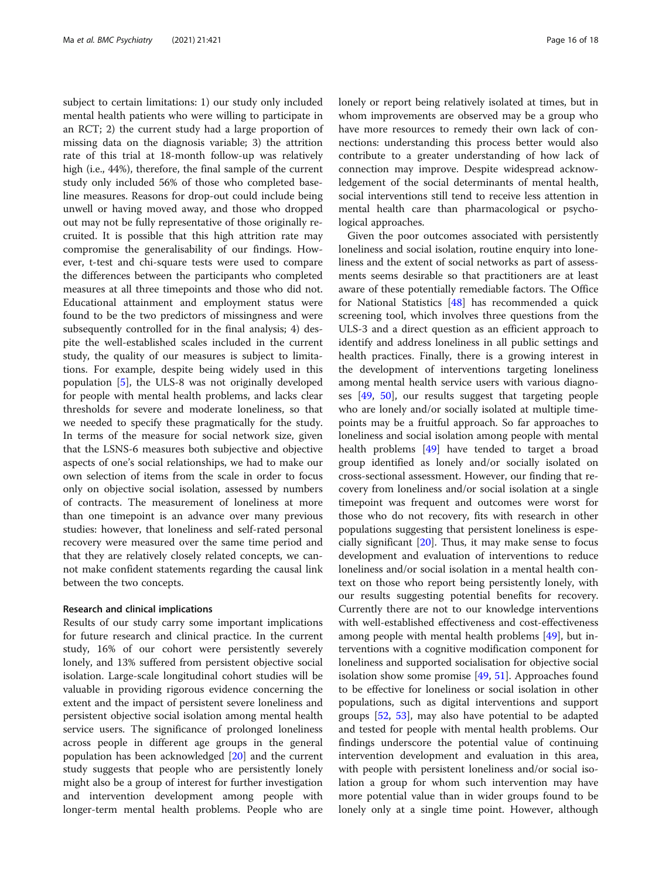subject to certain limitations: 1) our study only included mental health patients who were willing to participate in an RCT; 2) the current study had a large proportion of missing data on the diagnosis variable; 3) the attrition rate of this trial at 18-month follow-up was relatively high (i.e., 44%), therefore, the final sample of the current study only included 56% of those who completed baseline measures. Reasons for drop-out could include being unwell or having moved away, and those who dropped out may not be fully representative of those originally recruited. It is possible that this high attrition rate may compromise the generalisability of our findings. However, t-test and chi-square tests were used to compare the differences between the participants who completed measures at all three timepoints and those who did not. Educational attainment and employment status were found to be the two predictors of missingness and were subsequently controlled for in the final analysis; 4) despite the well-established scales included in the current study, the quality of our measures is subject to limitations. For example, despite being widely used in this population [5], the ULS-8 was not originally developed for people with mental health problems, and lacks clear thresholds for severe and moderate loneliness, so that we needed to specify these pragmatically for the study. In terms of the measure for social network size, given that the LSNS-6 measures both subjective and objective aspects of one's social relationships, we had to make our own selection of items from the scale in order to focus only on objective social isolation, assessed by numbers of contracts. The measurement of loneliness at more than one timepoint is an advance over many previous studies: however, that loneliness and self-rated personal recovery were measured over the same time period and that they are relatively closely related concepts, we cannot make confident statements regarding the causal link between the two concepts.

### Research and clinical implications

Results of our study carry some important implications for future research and clinical practice. In the current study, 16% of our cohort were persistently severely lonely, and 13% suffered from persistent objective social isolation. Large-scale longitudinal cohort studies will be valuable in providing rigorous evidence concerning the extent and the impact of persistent severe loneliness and persistent objective social isolation among mental health service users. The significance of prolonged loneliness across people in different age groups in the general population has been acknowledged [20] and the current study suggests that people who are persistently lonely might also be a group of interest for further investigation and intervention development among people with longer-term mental health problems. People who are lonely or report being relatively isolated at times, but in whom improvements are observed may be a group who have more resources to remedy their own lack of connections: understanding this process better would also contribute to a greater understanding of how lack of connection may improve. Despite widespread acknowledgement of the social determinants of mental health, social interventions still tend to receive less attention in mental health care than pharmacological or psychological approaches.

Given the poor outcomes associated with persistently loneliness and social isolation, routine enquiry into loneliness and the extent of social networks as part of assessments seems desirable so that practitioners are at least aware of these potentially remediable factors. The Office for National Statistics [48] has recommended a quick screening tool, which involves three questions from the ULS-3 and a direct question as an efficient approach to identify and address loneliness in all public settings and health practices. Finally, there is a growing interest in the development of interventions targeting loneliness among mental health service users with various diagnoses [49, 50], our results suggest that targeting people who are lonely and/or socially isolated at multiple timepoints may be a fruitful approach. So far approaches to loneliness and social isolation among people with mental health problems [49] have tended to target a broad group identified as lonely and/or socially isolated on cross-sectional assessment. However, our finding that recovery from loneliness and/or social isolation at a single timepoint was frequent and outcomes were worst for those who do not recovery, fits with research in other populations suggesting that persistent loneliness is especially significant [20]. Thus, it may make sense to focus development and evaluation of interventions to reduce loneliness and/or social isolation in a mental health context on those who report being persistently lonely, with our results suggesting potential benefits for recovery. Currently there are not to our knowledge interventions with well-established effectiveness and cost-effectiveness among people with mental health problems [49], but interventions with a cognitive modification component for loneliness and supported socialisation for objective social isolation show some promise [49, 51]. Approaches found to be effective for loneliness or social isolation in other populations, such as digital interventions and support groups [52, 53], may also have potential to be adapted and tested for people with mental health problems. Our findings underscore the potential value of continuing intervention development and evaluation in this area, with people with persistent loneliness and/or social isolation a group for whom such intervention may have more potential value than in wider groups found to be lonely only at a single time point. However, although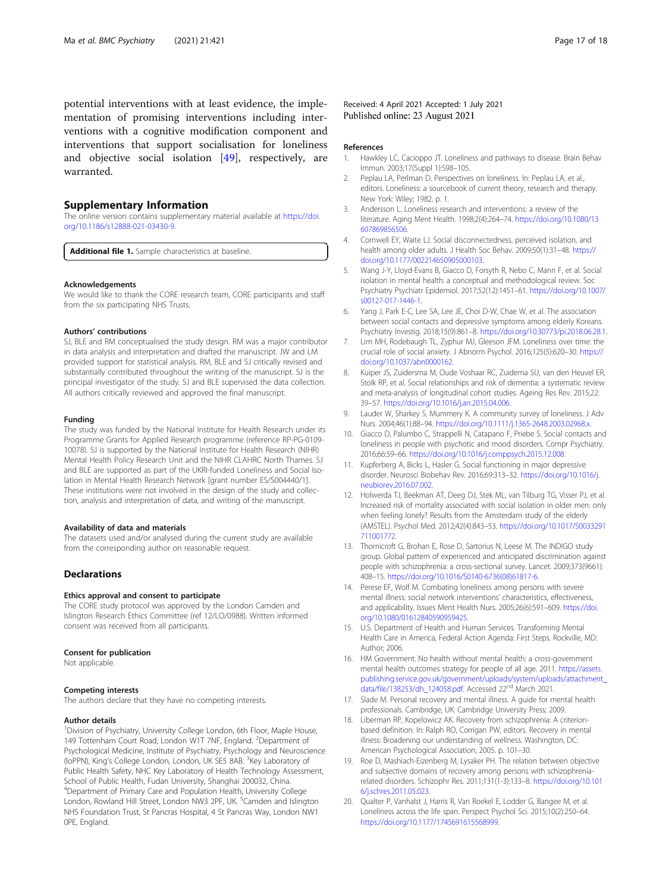potential interventions with at least evidence, the implementation of promising interventions including interventions with a cognitive modification component and interventions that support socialisation for loneliness and objective social isolation [49], respectively, are warranted.

## Supplementary Information

The online version contains supplementary material available at https://doi.org/10.1186/s12888-021-03430-9.

**Additional file 1.** Sample characteristics at baseline.

### Acknowledgements

We would like to thank the CORE research team, CORE participants and staff from the six participating NHS Trusts.

### Authors' contributions

SJ, BLE and RM conceptualised the study design. RM was a major contributor in data analysis and interpretation and drafted the manuscript. JW and LM provided support for statistical analysis. RM, BLE and SJ critically revised and substantially contributed throughout the writing of the manuscript. SJ is the principal investigator of the study. SJ and BLE supervised the data collection. All authors critically reviewed and approved the final manuscript.

### Funding

The study was funded by the National Institute for Health Research under its Programme Grants for Applied Research programme (reference RP-PG-0109-10078). SJ is supported by the National Institute for Health Research (NIHR) Mental Health Policy Research Unit and the NIHR CLAHRC North Thames. SJ and BLE are supported as part of the UKRI-funded Loneliness and Social Isolation in Mental Health Research Network [grant number ES/S004440/1]. These institutions were not involved in the design of the study and collection, analysis and interpretation of data, and writing of the manuscript.

### Availability of data and materials

The datasets used and/or analysed during the current study are available from the corresponding author on reasonable request.

## Declarations

### Ethics approval and consent to participate

The CORE study protocol was approved by the London Camden and Islington Research Ethics Committee (ref 12/LO/0988). Written informed consent was received from all participants.

### Consent for publication

Not applicable.

### Competing interests

The authors declare that they have no competing interests.

### Author details

[1]Division of Psychiatry, University College London, 6th Floor, Maple House, 149 Tottenham Court Road, London W1T 7NF, England. [2]Department of Psychological Medicine, Institute of Psychiatry, Psychology and Neuroscience (IoPPN), King's College London, London, UK SE5 8AB. [3]Key Laboratory of Public Health Safety, NHC Key Laboratory of Health Technology Assessment, School of Public Health, Fudan University, Shanghai 200032, China. [4]Department of Primary Care and Population Health, University College London, Rowland Hill Street, London NW3 2PF, UK. [5]Camden and Islington NHS Foundation Trust, St Pancras Hospital, 4 St Pancras Way, London NW1 0PE, England.

Received: 4 April 2021 Accepted: 1 July 2021
Published online: 23 August 2021

## References

1. Hawkley LC, Cacioppo JT. Loneliness and pathways to disease. Brain Behav Immun. 2003;17(Suppl 1):S98–105.
2. Peplau LA, Perlman D. Perspectives on loneliness. In: Peplau LA, et al., editors. Loneliness: a sourcebook of current theory, research and therapy. New York: Wiley; 1982. p. 1.
3. Andersson L. Loneliness research and interventions: a review of the literature. Aging Ment Health. 1998;2(4):264–74. https://doi.org/10.1080/13607869856506.
4. Cornwell EY, Waite LJ. Social disconnectedness, perceived isolation, and health among older adults. J Health Soc Behav. 2009;50(1):31–48. https://doi.org/10.1177/002214650905000103.
5. Wang J-Y, Lloyd-Evans B, Giacco D, Forsyth R, Nebo C, Mann F, et al. Social isolation in mental health: a conceptual and methodological review. Soc Psychiatry Psychiatr Epidemiol. 2017;52(12):1451–61. https://doi.org/10.1007/s00127-017-1446-1.
6. Yang J, Park E-C, Lee SA, Lee JE, Choi D-W, Chae W, et al. The association between social contacts and depressive symptoms among elderly Koreans. Psychiatry Investig. 2018;15(9):861–8. https://doi.org/10.30773/pi.2018.06.28.1.
7. Lim MH, Rodebaugh TL, Zyphur MJ, Gleeson JFM. Loneliness over time: the crucial role of social anxiety. J Abnorm Psychol. 2016;125(5):620–30. https://doi.org/10.1037/abn0000162.
8. Kuiper JS, Zuidersma M, Oude Voshaar RC, Zuidema SU, van den Heuvel ER, Stolk RP, et al. Social relationships and risk of dementia: a systematic review and meta-analysis of longitudinal cohort studies. Ageing Res Rev. 2015;22:39–57. https://doi.org/10.1016/j.arr.2015.04.006.
9. Lauder W, Sharkey S, Mummery K. A community survey of loneliness. J Adv Nurs. 2004;46(1):88–94. https://doi.org/10.1111/j.1365-2648.2003.02968.x.
10. Giacco D, Palumbo C, Strappelli N, Catapano F, Priebe S. Social contacts and loneliness in people with psychotic and mood disorders. Compr Psychiatry. 2016;66:59–66. https://doi.org/10.1016/j.comppsych.2015.12.008.
11. Kupferberg A, Bicks L, Hasler G. Social functioning in major depressive disorder. Neurosci Biobehav Rev. 2016;69:313–32. https://doi.org/10.1016/j.neubiorev.2016.07.002.
12. Holwerda TJ, Beekman AT, Deeg DJ, Stek ML, van Tilburg TG, Visser PJ, et al. Increased risk of mortality associated with social isolation in older men: only when feeling lonely? Results from the Amsterdam study of the elderly (AMSTEL). Psychol Med. 2012;42(4):843–53. https://doi.org/10.1017/S0033291711001772.
13. Thornicroft G, Brohan E, Rose D, Sartorius N, Leese M. The INDIGO study group. Global pattern of experienced and anticipated discrimination against people with schizophrenia: a cross-sectional survey. Lancet. 2009;373(9661):408–15. https://doi.org/10.1016/S0140-6736(08)61817-6.
14. Perese EF, Wolf M. Combating loneliness among persons with severe mental illness: social network interventions' characteristics, effectiveness, and applicability. Issues Ment Health Nurs. 2005;26(6):591–609. https://doi.org/10.1080/01612840590959425.
15. U.S. Department of Health and Human Services. Transforming Mental Health Care in America, Federal Action Agenda: First Steps. Rockville, MD: Author; 2006.
16. HM Government. No health without mental health: a cross-government mental health outcomes strategy for people of all age. 2011. https://assets.publishing.service.gov.uk/government/uploads/system/uploads/attachment_data/file/138253/dh_124058.pdf. Accessed 22nd March 2021.
17. Slade M. Personal recovery and mental illness. A guide for mental health professionals. Cambridge, UK: Cambridge University Press; 2009.
18. Liberman RP, Kopelowicz AK. Recovery from schizophrenia: A criterion-based definition. In: Ralph RO, Corrigan PW, editors. Recovery in mental illness: Broadening our understanding of wellness. Washington, DC: American Psychological Association; 2005. p. 101–30.
19. Roe D, Mashiach-Eizenberg M, Lysaker PH. The relation between objective and subjective domains of recovery among persons with schizophrenia-related disorders. Schizophr Res. 2011;131(1-3):133–8. https://doi.org/10.1016/j.schres.2011.05.023.
20. Qualter P, Vanhalst J, Harris R, Van Roekel E, Lodder G, Bangee M, et al. Loneliness across the life span. Perspect Psychol Sci. 2015;10(2):250–64. https://doi.org/10.1177/1745691615568999.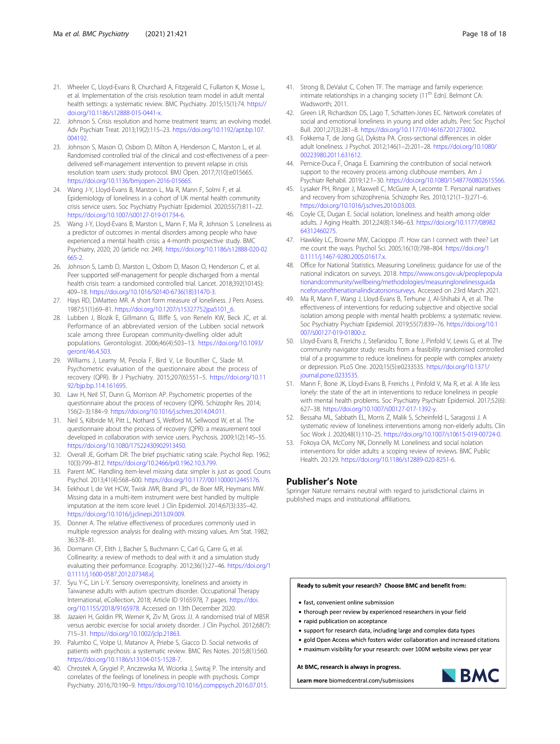21. Wheeler C, Lloyd-Evans B, Churchard A, Fitzgerald C, Fullarton K, Mosse L, et al. Implementation of the crisis resolution team model in adult mental health settings: a systematic review. BMC Psychiatry. 2015;15(1):74. https://doi.org/10.1186/s12888-015-0441-x.
22. Johnson S. Crisis resolution and home treatment teams: an evolving model. Adv Psychiatr Treat. 2013;19(2):115–23. https://doi.org/10.1192/apt.bp.107.004192.
23. Johnson S, Mason O, Osborn D, Milton A, Henderson C, Marston L, et al. Randomised controlled trial of the clinical and cost-effectiveness of a peer-delivered self-management intervention to prevent relapse in crisis resolution team users: study protocol. BMJ Open. 2017;7(10):e015665. https://doi.org/10.1136/bmjopen-2016-015665.
24. Wang J-Y, Lloyd-Evans B, Marston L, Ma R, Mann F, Solmi F, et al. Epidemiology of loneliness in a cohort of UK mental health community crisis service users. Soc Psychiatry Psychiatr Epidemiol. 2020;55(7):811–22. https://doi.org/10.1007/s00127-019-01734-6.
25. Wang J-Y, Lloyd-Evans B, Marston L, Mann F, Ma R, Johnson S. Loneliness as a predictor of outcomes in mental disorders among people who have experienced a mental health crisis: a 4-month prospective study. BMC Psychiatry, 2020; 20 (article no: 249). https://doi.org/10.1186/s12888-020-02665-2.
26. Johnson S, Lamb D, Marston L, Osborn D, Mason O, Henderson C, et al. Peer supported self-management for people discharged from a mental health crisis team: a randomised controlled trial. Lancet. 2018;392(10145):409–18. https://doi.org/10.1016/S0140-6736(18)31470-3.
27. Hays RD, DiMatteo MR. A short form measure of loneliness. J Pers Assess. 1987;51(1):69–81. https://doi.org/10.1207/s15327752jpa5101_6.
28. Lubben J, Blozik E, Gillmann G, Illiffe S, von Renteln Kruse W, Beck JC, et al. Performance of an abbreviated version of the Lubben social network scale among three European community-dwelling older adult populations. Gerontologist. 2006;46(4):503–13. https://doi.org/10.1093/geront/46.4.503.
29. Williams J, Leamy M, Pesola F, Bird V, Le Boutillier C, Slade M. Psychometric evaluation of the questionnaire about the process of recovery (QPR). Br J Psychiatry. 2015;207(6):551–5. https://doi.org/10.1192/bjp.bp.114.161695.
30. Law H, Neil ST, Dunn G, Morrison AP. Psychometric properties of the questionnaire about the process of recovery (QPR). Schizophr Res. 2014;156(2–3):184–9. https://doi.org/10.1016/j.schres.2014.04.011.
31. Neil S, Kilbride M, Pitt L, Nothard S, Welford M, Sellwood W, et al. The questionnaire about the process of recovery (QPR): a measurement tool developed in collaboration with service users. Psychosis. 2009;1(2):145–55. https://doi.org/10.1080/17522430902913450.
32. Overall JE, Gorham DR. The brief psychiatric rating scale. Psychol Rep. 1962;10(3):799–812. https://doi.org/10.2466/pr0.1962.10.3.799.
33. Parent MC. Handling item-level missing data: simpler is just as good. Couns Psychol. 2013;41(4):568–600. https://doi.org/10.1177/0011000012445176.
34. Eekhout I, de Vet HCW, Twisk JWR, Brand JPL, de Boer MR, Heymans MW. Missing data in a multi-item instrument were best handled by multiple imputation at the item score level. J Clin Epidemiol. 2014;67(3):335–42. https://doi.org/10.1016/j.jclinepi.2013.09.009.
35. Donner A. The relative effectiveness of procedures commonly used in multiple regression analysis for dealing with missing values. Am Stat. 1982; 36:378–81.
36. Dormann CF, Elith J, Bacher S, Buchmann C, Carl G, Carre G, et al. Collinearity: a review of methods to deal with it and a simulation study evaluating their performance. Ecography. 2012;36(1):27–46. https://doi.org/10.1111/j.1600-0587.2012.07348.x.
37. Syu Y-C, Lin L-Y. Sensory overresponsivity, loneliness and anxiety in Taiwanese adults with autism spectrum disorder. Occupational Therapy International, eCollection, 2018; Article ID 9165978, 7 pages. https://doi.org/10.1155/2018/9165978. Accessed on 13th December 2020.
38. Jazaieri H, Goldin PR, Werner K, Ziv M, Gross JJ. A randomised trial of MBSR versus aerobic exercise for social anxiety disorder. J Clin Psychol. 2012;68(7):715–31. https://doi.org/10.1002/jclp.21863.
39. Palumbo C, Volpe U, Matanov A, Priebe S, Giacco D. Social networks of patients with psychosis: a systematic review. BMC Res Notes. 2015;8(1):560. https://doi.org/10.1186/s13104-015-1528-7.
40. Chrostek A, Grygiel P, Anczewska M, Wciorka J, Switaj P. The intensity and correlates of the feelings of loneliness in people with psychosis. Compr Psychiatry. 2016;70:190–9. https://doi.org/10.1016/j.comppsych.2016.07.015.
41. Strong B, DeValut C, Cohen TF. The marriage and family experience: intimate relationships in a changing society (11th Edn). Belmont CA: Wadsworth; 2011.
42. Green LR, Richardson DS, Lago T, Schatten-Jones EC. Network correlates of social and emotional loneliness in young and older adults. Perc Soc Psychol Bull. 2001;27(3):281–8. https://doi.org/10.1177/0146167201273002.
43. Fokkema T, de Jong GJ, Dykstra PA. Cross-sectional differences in older adult loneliness. J Psychol. 2012;146(1–2):201–28. https://doi.org/10.1080/00223980.2011.631612.
44. Pernice-Duca F, Onaga E. Examining the contribution of social network support to the recovery process among clubhouse members. Am J Psychiatr Rehabil. 2019;12:1–30. https://doi.org/10.1080/15487760802615566.
45. Lysaker PH, Ringer J, Maxwell C, McGuire A, Lecomte T. Personal narratives and recovery from schizophrenia. Schizophr Res. 2010;121(1–3):271–6. https://doi.org/10.1016/j.schres.2010.03.003.
46. Coyle CE, Dugan E. Social isolation, loneliness and health among older adults. J Aging Health. 2012;24(8):1346–63. https://doi.org/10.1177/0898264312460275.
47. Hawkley LC, Browne MW, Cacioppo JT. How can I connect with thee? Let me count the ways. Psychol Sci. 2005;16(10):798–804. https://doi.org/10.1111/j.1467-9280.2005.01617.x.
48. Office for National Statistics. Measuring Loneliness: guidance for use of the national indicators on surveys. 2018. https://www.ons.gov.uk/peoplepopulationandcommunity/wellbeing/methodologies/measuringlonelinessguidanceforuseofthenationalindicatorsonsurveys. Accessed on 23rd March 2021.
49. Ma R, Mann F, Wang J, Lloyd-Evans B, Terhune J, Al-Shihabi A, et al. The effectiveness of interventions for reducing subjective and objective social isolation among people with mental health problems: a systematic review. Soc Psychiatry Psychiatr Epidemiol. 2019;55(7):839–76. https://doi.org/10.1007/s00127-019-01800-z.
50. Lloyd-Evans B, Frerichs J, Stefanidou T, Bone J, Pinfold V, Lewis G, et al. The community navigator study: results from a feasibility randomised controlled trial of a programme to reduce loneliness for people with complex anxiety or depression. PLoS One. 2020;15(5):e0233535. https://doi.org/10.1371/journal.pone.0233535.
51. Mann F, Bone JK, Lloyd-Evans B, Frerichs J, Pinfold V, Ma R, et al. A life less lonely: the state of the art in interventions to reduce loneliness in people with mental health problems. Soc Psychiatry Psychiatr Epidemiol. 2017;52(6):627–38. https://doi.org/10.1007/s00127-017-1392-y.
52. Bessaha ML, Sabbath EL, Morris Z, Malik S, Scheinfeld L, Saragossi J. A systematic review of loneliness interventions among non-elderly adults. Clin Soc Work J. 2020;48(1):110–25. https://doi.org/10.1007/s10615-019-00724-0.
53. Fokoya OA, McCorry NK, Donnelly M. Loneliness and social isolation interventions for older adults: a scoping review of reviews. BMC Public Health. 20:129. https://doi.org/10.1186/s12889-020-8251-6.

## Publisher's Note

Springer Nature remains neutral with regard to jurisdictional claims in published maps and institutional affiliations.

**Ready to submit your research? Choose BMC and benefit from:**

- fast, convenient online submission
- thorough peer review by experienced researchers in your field
- rapid publication on acceptance
- support for research data, including large and complex data types
- gold Open Access which fosters wider collaboration and increased citations
- maximum visibility for your research: over 100M website views per year

**At BMC, research is always in progress.**

**Learn more** biomedcentral.com/submissions

BMC